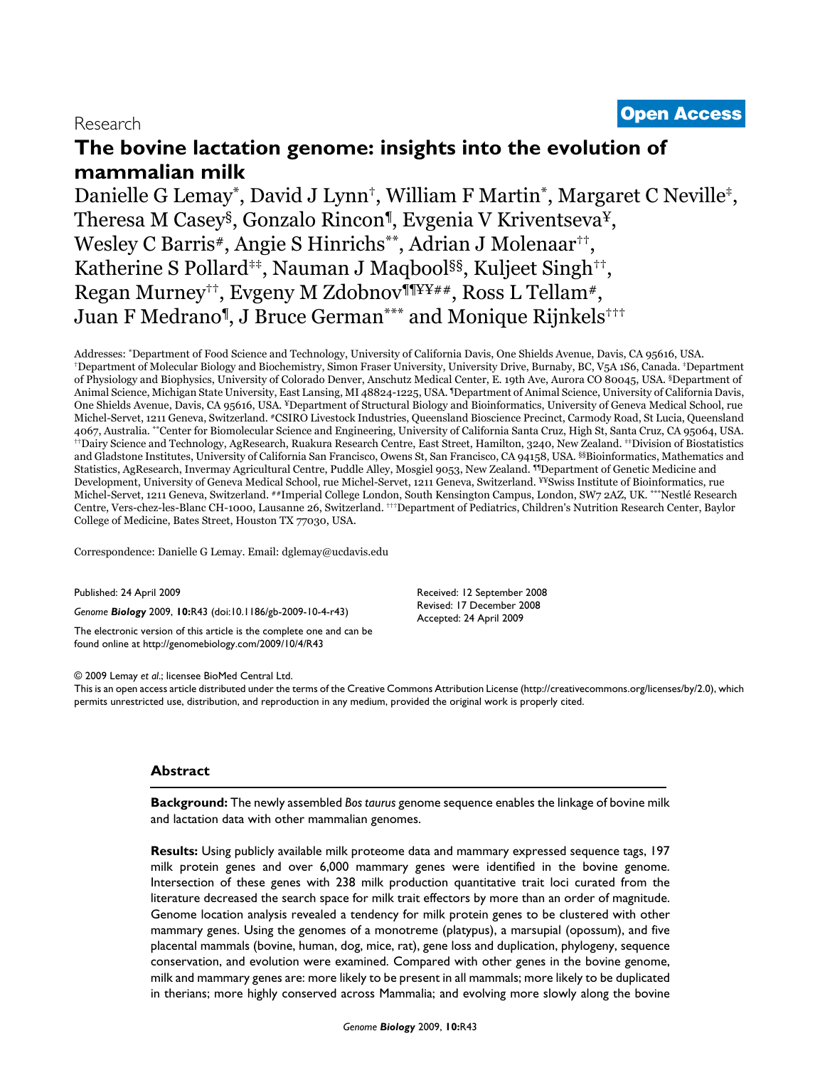Research

**Open Access**

# The bovine lactation genome: insights into the evolution of mammalian milk

Danielle G Lemay[*], David J Lynn[†], William F Martin[*], Margaret C Neville[‡], Theresa M Casey[§], Gonzalo Rincon[¶], Evgenia V Kriventseva[¥], Wesley C Barris[#], Angie S Hinrichs[**], Adrian J Molenaar[††], Katherine S Pollard[‡‡], Nauman J Maqbool[§§], Kuljeet Singh[††], Regan Murney[††], Evgeny M Zdobnov[¶¶¥¥##], Ross L Tellam[#], Juan F Medrano[¶], J Bruce German[***] and Monique Rijnkels[†††]

Addresses: [*]Department of Food Science and Technology, University of California Davis, One Shields Avenue, Davis, CA 95616, USA. [†]Department of Molecular Biology and Biochemistry, Simon Fraser University, University Drive, Burnaby, BC, V5A 1S6, Canada. [‡]Department of Physiology and Biophysics, University of Colorado Denver, Anschutz Medical Center, E. 19th Ave, Aurora CO 80045, USA. [§]Department of Animal Science, Michigan State University, East Lansing, MI 48824-1225, USA. [¶]Department of Animal Science, University of California Davis, One Shields Avenue, Davis, CA 95616, USA. [¥]Department of Structural Biology and Bioinformatics, University of Geneva Medical School, rue Michel-Servet, 1211 Geneva, Switzerland. [#]CSIRO Livestock Industries, Queensland Bioscience Precinct, Carmody Road, St Lucia, Queensland 4067, Australia. [**]Center for Biomolecular Science and Engineering, University of California Santa Cruz, High St, Santa Cruz, CA 95064, USA. [††]Dairy Science and Technology, AgResearch, Ruakura Research Centre, East Street, Hamilton, 3240, New Zealand. [‡‡]Division of Biostatistics and Gladstone Institutes, University of California San Francisco, Owens St, San Francisco, CA 94158, USA. [§§]Bioinformatics, Mathematics and Statistics, AgResearch, Invermay Agricultural Centre, Puddle Alley, Mosgiel 9053, New Zealand. [¶¶]Department of Genetic Medicine and Development, University of Geneva Medical School, rue Michel-Servet, 1211 Geneva, Switzerland. [¥¥]Swiss Institute of Bioinformatics, rue Michel-Servet, 1211 Geneva, Switzerland. [##]Imperial College London, South Kensington Campus, London, SW7 2AZ, UK. [***]Nestlé Research Centre, Vers-chez-les-Blanc CH-1000, Lausanne 26, Switzerland. [†††]Department of Pediatrics, Children's Nutrition Research Center, Baylor College of Medicine, Bates Street, Houston TX 77030, USA.

Correspondence: Danielle G Lemay. Email: dglemay@ucdavis.edu

Published: 24 April 2009

*Genome **Biology*** 2009, **10:**R43 (doi:10.1186/gb-2009-10-4-r43)

The electronic version of this article is the complete one and can be found online at http://genomebiology.com/2009/10/4/R43

Received: 12 September 2008
Revised: 17 December 2008
Accepted: 24 April 2009

© 2009 Lemay *et al*.; licensee BioMed Central Ltd.
This is an open access article distributed under the terms of the Creative Commons Attribution License (http://creativecommons.org/licenses/by/2.0), which permits unrestricted use, distribution, and reproduction in any medium, provided the original work is properly cited.

## Abstract

**Background:** The newly assembled *Bos taurus* genome sequence enables the linkage of bovine milk and lactation data with other mammalian genomes.

**Results:** Using publicly available milk proteome data and mammary expressed sequence tags, 197 milk protein genes and over 6,000 mammary genes were identified in the bovine genome. Intersection of these genes with 238 milk production quantitative trait loci curated from the literature decreased the search space for milk trait effectors by more than an order of magnitude. Genome location analysis revealed a tendency for milk protein genes to be clustered with other mammary genes. Using the genomes of a monotreme (platypus), a marsupial (opossum), and five placental mammals (bovine, human, dog, mice, rat), gene loss and duplication, phylogeny, sequence conservation, and evolution were examined. Compared with other genes in the bovine genome, milk and mammary genes are: more likely to be present in all mammals; more likely to be duplicated in therians; more highly conserved across Mammalia; and evolving more slowly along the bovine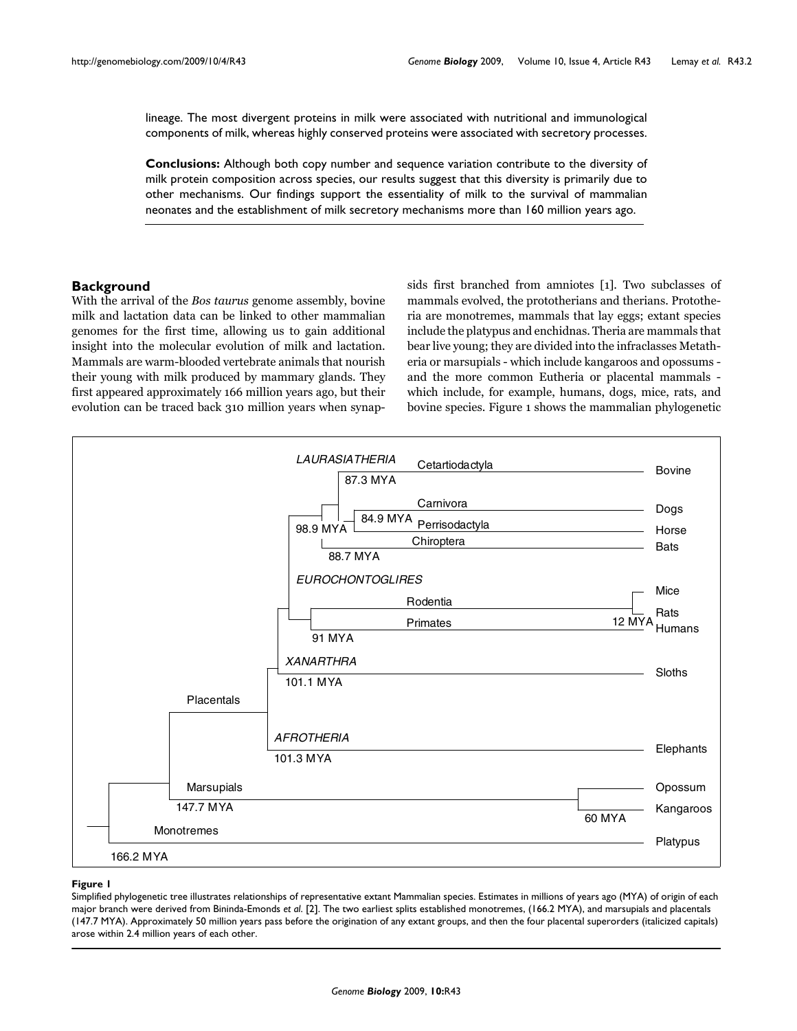lineage. The most divergent proteins in milk were associated with nutritional and immunological components of milk, whereas highly conserved proteins were associated with secretory processes.

**Conclusions:** Although both copy number and sequence variation contribute to the diversity of milk protein composition across species, our results suggest that this diversity is primarily due to other mechanisms. Our findings support the essentiality of milk to the survival of mammalian neonates and the establishment of milk secretory mechanisms more than 160 million years ago.

## Background

With the arrival of the *Bos taurus* genome assembly, bovine milk and lactation data can be linked to other mammalian genomes for the first time, allowing us to gain additional insight into the molecular evolution of milk and lactation. Mammals are warm-blooded vertebrate animals that nourish their young with milk produced by mammary glands. They first appeared approximately 166 million years ago, but their evolution can be traced back 310 million years when synapsids first branched from amniotes [1]. Two subclasses of mammals evolved, the prototherians and therians. Prototheria are monotremes, mammals that lay eggs; extant species include the platypus and enchidnas. Theria are mammals that bear live young; they are divided into the infraclasses Metatheria or marsupials - which include kangaroos and opossums - and the more common Eutheria or placental mammals - which include, for example, humans, dogs, mice, rats, and bovine species. Figure 1 shows the mammalian phylogenetic

**Figure 1**

Simplified phylogenetic tree illustrates relationships of representative extant Mammalian species. Estimates in millions of years ago (MYA) of origin of each major branch were derived from Bininda-Emonds *et al.* [2]. The two earliest splits established monotremes, (166.2 MYA), and marsupials and placentals (147.7 MYA). Approximately 50 million years pass before the origination of any extant groups, and then the four placental superorders (italicized capitals) arose within 2.4 million years of each other.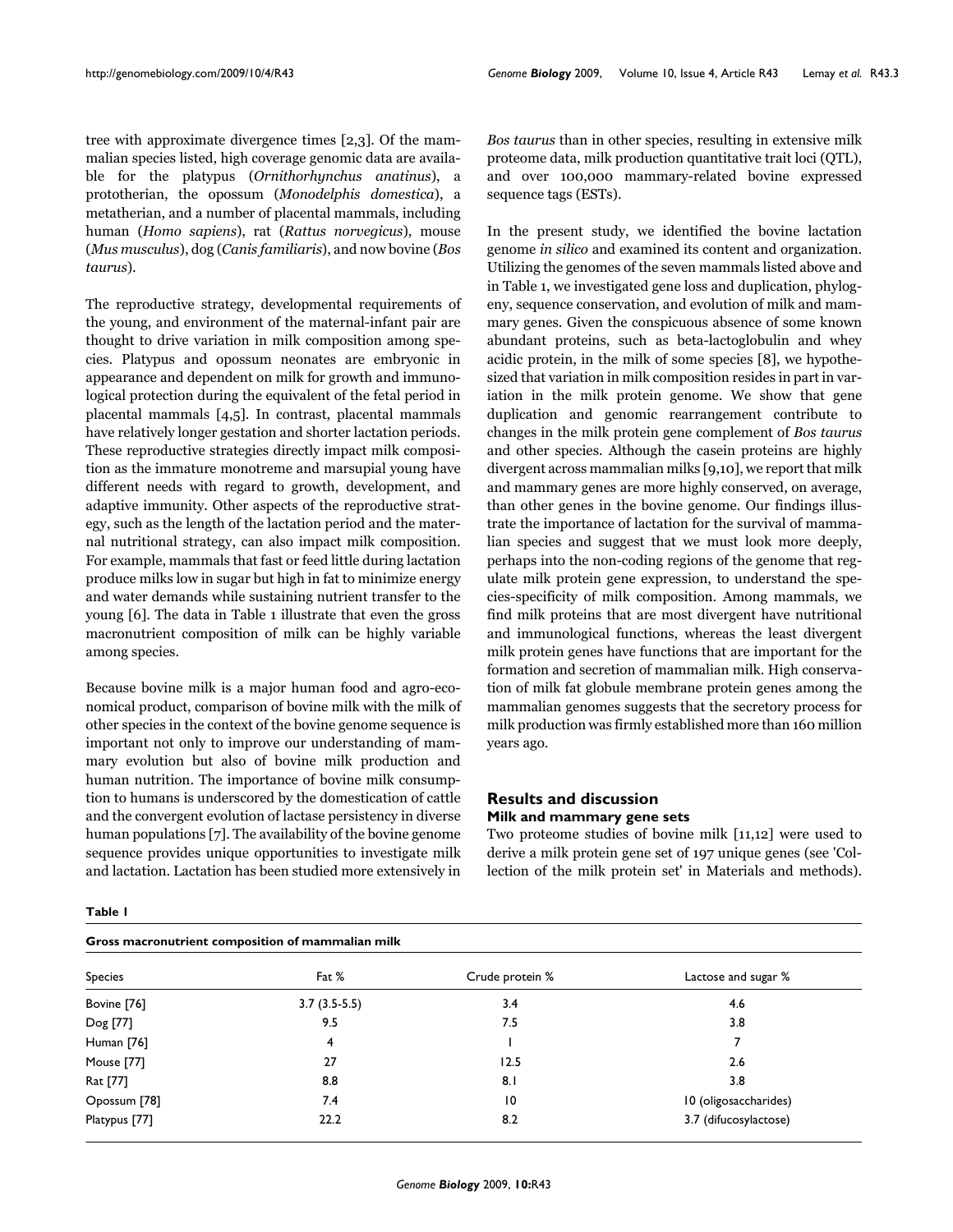tree with approximate divergence times [2,3]. Of the mammalian species listed, high coverage genomic data are available for the platypus (*Ornithorhynchus anatinus*), a prototherian, the opossum (*Monodelphis domestica*), a metatherian, and a number of placental mammals, including human (*Homo sapiens*), rat (*Rattus norvegicus*), mouse (*Mus musculus*), dog (*Canis familiaris*), and now bovine (*Bos taurus*).

The reproductive strategy, developmental requirements of the young, and environment of the maternal-infant pair are thought to drive variation in milk composition among species. Platypus and opossum neonates are embryonic in appearance and dependent on milk for growth and immunological protection during the equivalent of the fetal period in placental mammals [4,5]. In contrast, placental mammals have relatively longer gestation and shorter lactation periods. These reproductive strategies directly impact milk composition as the immature monotreme and marsupial young have different needs with regard to growth, development, and adaptive immunity. Other aspects of the reproductive strategy, such as the length of the lactation period and the maternal nutritional strategy, can also impact milk composition. For example, mammals that fast or feed little during lactation produce milks low in sugar but high in fat to minimize energy and water demands while sustaining nutrient transfer to the young [6]. The data in Table 1 illustrate that even the gross macronutrient composition of milk can be highly variable among species.

Because bovine milk is a major human food and agro-economical product, comparison of bovine milk with the milk of other species in the context of the bovine genome sequence is important not only to improve our understanding of mammary evolution but also of bovine milk production and human nutrition. The importance of bovine milk consumption to humans is underscored by the domestication of cattle and the convergent evolution of lactase persistency in diverse human populations [7]. The availability of the bovine genome sequence provides unique opportunities to investigate milk and lactation. Lactation has been studied more extensively in *Bos taurus* than in other species, resulting in extensive milk proteome data, milk production quantitative trait loci (QTL), and over 100,000 mammary-related bovine expressed sequence tags (ESTs).

In the present study, we identified the bovine lactation genome *in silico* and examined its content and organization. Utilizing the genomes of the seven mammals listed above and in Table 1, we investigated gene loss and duplication, phylogeny, sequence conservation, and evolution of milk and mammary genes. Given the conspicuous absence of some known abundant proteins, such as beta-lactoglobulin and whey acidic protein, in the milk of some species [8], we hypothesized that variation in milk composition resides in part in variation in the milk protein genome. We show that gene duplication and genomic rearrangement contribute to changes in the milk protein gene complement of *Bos taurus* and other species. Although the casein proteins are highly divergent across mammalian milks [9,10], we report that milk and mammary genes are more highly conserved, on average, than other genes in the bovine genome. Our findings illustrate the importance of lactation for the survival of mammalian species and suggest that we must look more deeply, perhaps into the non-coding regions of the genome that regulate milk protein gene expression, to understand the species-specificity of milk composition. Among mammals, we find milk proteins that are most divergent have nutritional and immunological functions, whereas the least divergent milk protein genes have functions that are important for the formation and secretion of mammalian milk. High conservation of milk fat globule membrane protein genes among the mammalian genomes suggests that the secretory process for milk production was firmly established more than 160 million years ago.

## Results and discussion

### Milk and mammary gene sets

Two proteome studies of bovine milk [11,12] were used to derive a milk protein gene set of 197 unique genes (see 'Collection of the milk protein set' in Materials and methods).

**Table 1**

**Gross macronutrient composition of mammalian milk**

| Species | Fat % | Crude protein % | Lactose and sugar % |
|---|---|---|---|
| Bovine [76] | 3.7 (3.5-5.5) | 3.4 | 4.6 |
| Dog [77] | 9.5 | 7.5 | 3.8 |
| Human [76] | 4 | 1 | 7 |
| Mouse [77] | 27 | 12.5 | 2.6 |
| Rat [77] | 8.8 | 8.1 | 3.8 |
| Opossum [78] | 7.4 | 10 | 10 (oligosaccharides) |
| Platypus [77] | 22.2 | 8.2 | 3.7 (difucosyllactose) |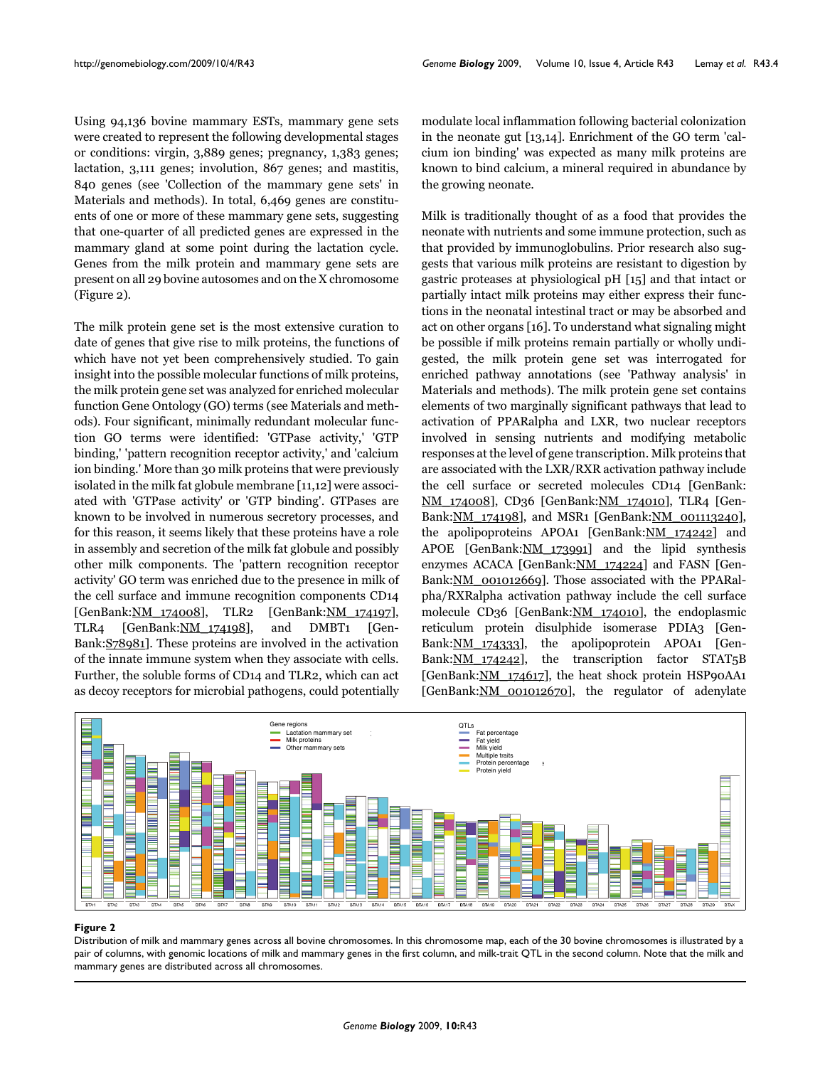Using 94,136 bovine mammary ESTs, mammary gene sets were created to represent the following developmental stages or conditions: virgin, 3,889 genes; pregnancy, 1,383 genes; lactation, 3,111 genes; involution, 867 genes; and mastitis, 840 genes (see 'Collection of the mammary gene sets' in Materials and methods). In total, 6,469 genes are constituents of one or more of these mammary gene sets, suggesting that one-quarter of all predicted genes are expressed in the mammary gland at some point during the lactation cycle. Genes from the milk protein and mammary gene sets are present on all 29 bovine autosomes and on the X chromosome (Figure 2).

The milk protein gene set is the most extensive curation to date of genes that give rise to milk proteins, the functions of which have not yet been comprehensively studied. To gain insight into the possible molecular functions of milk proteins, the milk protein gene set was analyzed for enriched molecular function Gene Ontology (GO) terms (see Materials and methods). Four significant, minimally redundant molecular function GO terms were identified: 'GTPase activity,' 'GTP binding,' 'pattern recognition receptor activity,' and 'calcium ion binding.' More than 30 milk proteins that were previously isolated in the milk fat globule membrane [11,12] were associated with 'GTPase activity' or 'GTP binding'. GTPases are known to be involved in numerous secretory processes, and for this reason, it seems likely that these proteins have a role in assembly and secretion of the milk fat globule and possibly other milk components. The 'pattern recognition receptor activity' GO term was enriched due to the presence in milk of the cell surface and immune recognition components CD14 [GenBank:NM_174008], TLR2 [GenBank:NM_174197], TLR4 [GenBank:NM_174198], and DMBT1 [GenBank:S78981]. These proteins are involved in the activation of the innate immune system when they associate with cells. Further, the soluble forms of CD14 and TLR2, which can act as decoy receptors for microbial pathogens, could potentially modulate local inflammation following bacterial colonization in the neonate gut [13,14]. Enrichment of the GO term 'calcium ion binding' was expected as many milk proteins are known to bind calcium, a mineral required in abundance by the growing neonate.

Milk is traditionally thought of as a food that provides the neonate with nutrients and some immune protection, such as that provided by immunoglobulins. Prior research also suggests that various milk proteins are resistant to digestion by gastric proteases at physiological pH [15] and that intact or partially intact milk proteins may either express their functions in the neonatal intestinal tract or may be absorbed and act on other organs [16]. To understand what signaling might be possible if milk proteins remain partially or wholly undigested, the milk protein gene set was interrogated for enriched pathway annotations (see 'Pathway analysis' in Materials and methods). The milk protein gene set contains elements of two marginally significant pathways that lead to activation of PPARalpha and LXR, two nuclear receptors involved in sensing nutrients and modifying metabolic responses at the level of gene transcription. Milk proteins that are associated with the LXR/RXR activation pathway include the cell surface or secreted molecules CD14 [GenBank: NM_174008], CD36 [GenBank:NM_174010], TLR4 [GenBank:NM_174198], and MSR1 [GenBank:NM_001113240], the apolipoproteins APOA1 [GenBank:NM_174242] and APOE [GenBank:NM_173991] and the lipid synthesis enzymes ACACA [GenBank:NM_174224] and FASN [GenBank:NM_001012669]. Those associated with the PPARalpha/RXRalpha activation pathway include the cell surface molecule CD36 [GenBank:NM_174010], the endoplasmic reticulum protein disulphide isomerase PDIA3 [GenBank:NM_174333], the apolipoprotein APOA1 [GenBank:NM_174242], the transcription factor STAT5B [GenBank:NM_174617], the heat shock protein HSP90AA1 [GenBank:NM_001012670], the regulator of adenylate

**Figure 2**

Distribution of milk and mammary genes across all bovine chromosomes. In this chromosome map, each of the 30 bovine chromosomes is illustrated by a pair of columns, with genomic locations of milk and mammary genes in the first column, and milk-trait QTL in the second column. Note that the milk and mammary genes are distributed across all chromosomes.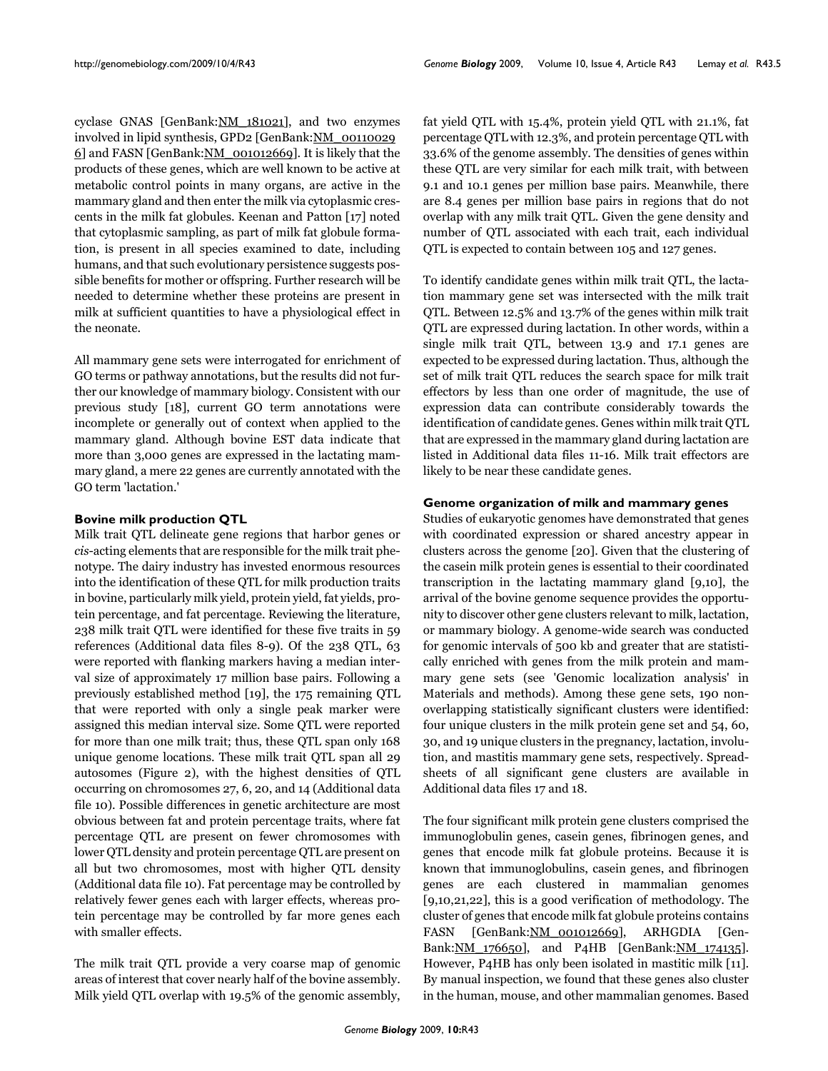cyclase GNAS [GenBank:NM_181021], and two enzymes involved in lipid synthesis, GPD2 [GenBank:NM_001100296] and FASN [GenBank:NM_001012669]. It is likely that the products of these genes, which are well known to be active at metabolic control points in many organs, are active in the mammary gland and then enter the milk via cytoplasmic crescents in the milk fat globules. Keenan and Patton [17] noted that cytoplasmic sampling, as part of milk fat globule formation, is present in all species examined to date, including humans, and that such evolutionary persistence suggests possible benefits for mother or offspring. Further research will be needed to determine whether these proteins are present in milk at sufficient quantities to have a physiological effect in the neonate.

All mammary gene sets were interrogated for enrichment of GO terms or pathway annotations, but the results did not further our knowledge of mammary biology. Consistent with our previous study [18], current GO term annotations were incomplete or generally out of context when applied to the mammary gland. Although bovine EST data indicate that more than 3,000 genes are expressed in the lactating mammary gland, a mere 22 genes are currently annotated with the GO term 'lactation.'

### Bovine milk production QTL

Milk trait QTL delineate gene regions that harbor genes or *cis*-acting elements that are responsible for the milk trait phenotype. The dairy industry has invested enormous resources into the identification of these QTL for milk production traits in bovine, particularly milk yield, protein yield, fat yields, protein percentage, and fat percentage. Reviewing the literature, 238 milk trait QTL were identified for these five traits in 59 references (Additional data files 8-9). Of the 238 QTL, 63 were reported with flanking markers having a median interval size of approximately 17 million base pairs. Following a previously established method [19], the 175 remaining QTL that were reported with only a single peak marker were assigned this median interval size. Some QTL were reported for more than one milk trait; thus, these QTL span only 168 unique genome locations. These milk trait QTL span all 29 autosomes (Figure 2), with the highest densities of QTL occurring on chromosomes 27, 6, 20, and 14 (Additional data file 10). Possible differences in genetic architecture are most obvious between fat and protein percentage traits, where fat percentage QTL are present on fewer chromosomes with lower QTL density and protein percentage QTL are present on all but two chromosomes, most with higher QTL density (Additional data file 10). Fat percentage may be controlled by relatively fewer genes each with larger effects, whereas protein percentage may be controlled by far more genes each with smaller effects.

The milk trait QTL provide a very coarse map of genomic areas of interest that cover nearly half of the bovine assembly. Milk yield QTL overlap with 19.5% of the genomic assembly, fat yield QTL with 15.4%, protein yield QTL with 21.1%, fat percentage QTL with 12.3%, and protein percentage QTL with 33.6% of the genome assembly. The densities of genes within these QTL are very similar for each milk trait, with between 9.1 and 10.1 genes per million base pairs. Meanwhile, there are 8.4 genes per million base pairs in regions that do not overlap with any milk trait QTL. Given the gene density and number of QTL associated with each trait, each individual QTL is expected to contain between 105 and 127 genes.

To identify candidate genes within milk trait QTL, the lactation mammary gene set was intersected with the milk trait QTL. Between 12.5% and 13.7% of the genes within milk trait QTL are expressed during lactation. In other words, within a single milk trait QTL, between 13.9 and 17.1 genes are expected to be expressed during lactation. Thus, although the set of milk trait QTL reduces the search space for milk trait effectors by less than one order of magnitude, the use of expression data can contribute considerably towards the identification of candidate genes. Genes within milk trait QTL that are expressed in the mammary gland during lactation are listed in Additional data files 11-16. Milk trait effectors are likely to be near these candidate genes.

### Genome organization of milk and mammary genes

Studies of eukaryotic genomes have demonstrated that genes with coordinated expression or shared ancestry appear in clusters across the genome [20]. Given that the clustering of the casein milk protein genes is essential to their coordinated transcription in the lactating mammary gland [9,10], the arrival of the bovine genome sequence provides the opportunity to discover other gene clusters relevant to milk, lactation, or mammary biology. A genome-wide search was conducted for genomic intervals of 500 kb and greater that are statistically enriched with genes from the milk protein and mammary gene sets (see 'Genomic localization analysis' in Materials and methods). Among these gene sets, 190 non-overlapping statistically significant clusters were identified: four unique clusters in the milk protein gene set and 54, 60, 30, and 19 unique clusters in the pregnancy, lactation, involution, and mastitis mammary gene sets, respectively. Spreadsheets of all significant gene clusters are available in Additional data files 17 and 18.

The four significant milk protein gene clusters comprised the immunoglobulin genes, casein genes, fibrinogen genes, and genes that encode milk fat globule proteins. Because it is known that immunoglobulins, casein genes, and fibrinogen genes are each clustered in mammalian genomes [9,10,21,22], this is a good verification of methodology. The cluster of genes that encode milk fat globule proteins contains FASN [GenBank:NM_001012669], ARHGDIA [GenBank:NM_176650], and P4HB [GenBank:NM_174135]. However, P4HB has only been isolated in mastitic milk [11]. By manual inspection, we found that these genes also cluster in the human, mouse, and other mammalian genomes. Based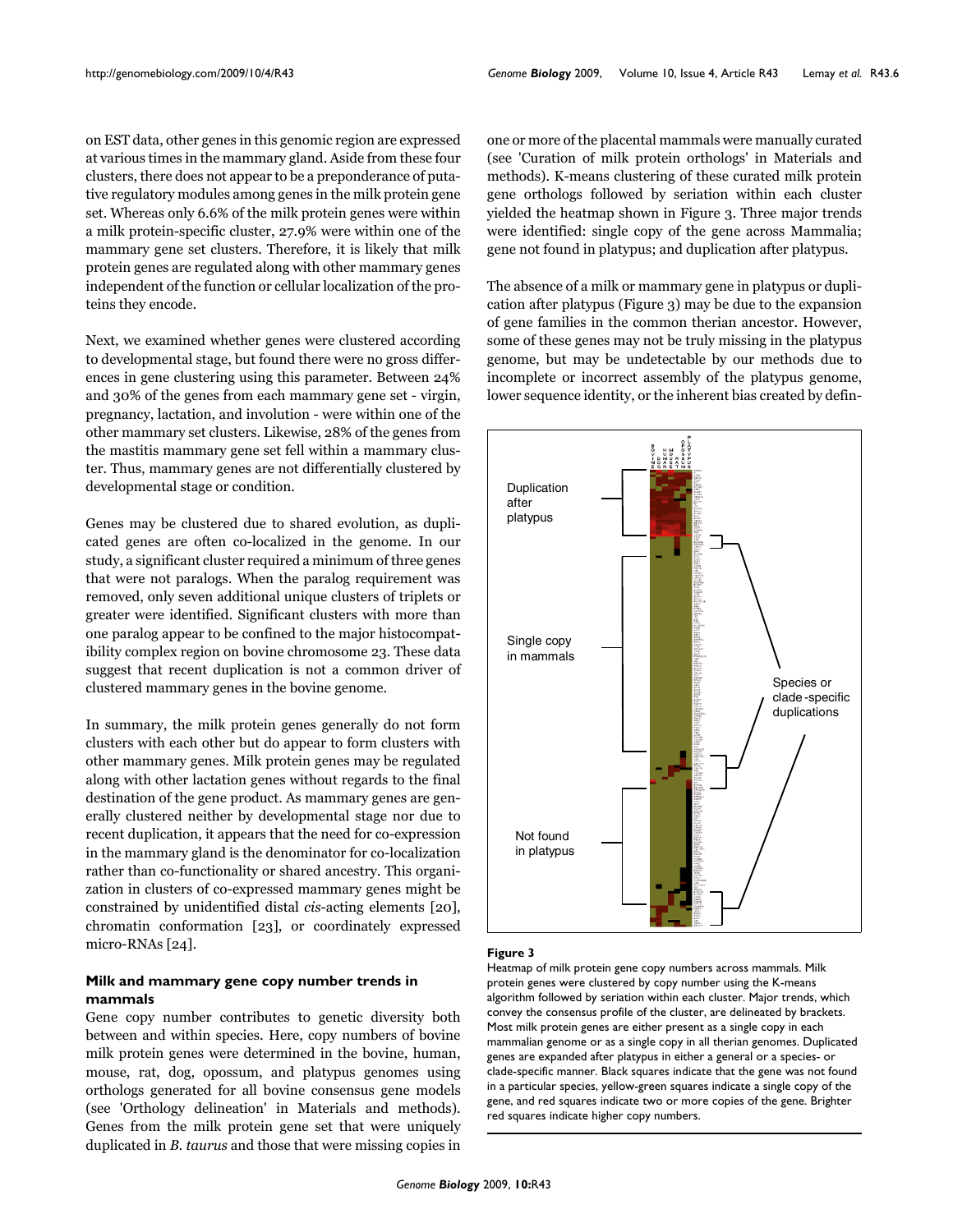on EST data, other genes in this genomic region are expressed at various times in the mammary gland. Aside from these four clusters, there does not appear to be a preponderance of putative regulatory modules among genes in the milk protein gene set. Whereas only 6.6% of the milk protein genes were within a milk protein-specific cluster, 27.9% were within one of the mammary gene set clusters. Therefore, it is likely that milk protein genes are regulated along with other mammary genes independent of the function or cellular localization of the proteins they encode.

Next, we examined whether genes were clustered according to developmental stage, but found there were no gross differences in gene clustering using this parameter. Between 24% and 30% of the genes from each mammary gene set - virgin, pregnancy, lactation, and involution - were within one of the other mammary set clusters. Likewise, 28% of the genes from the mastitis mammary gene set fell within a mammary cluster. Thus, mammary genes are not differentially clustered by developmental stage or condition.

Genes may be clustered due to shared evolution, as duplicated genes are often co-localized in the genome. In our study, a significant cluster required a minimum of three genes that were not paralogs. When the paralog requirement was removed, only seven additional unique clusters of triplets or greater were identified. Significant clusters with more than one paralog appear to be confined to the major histocompatibility complex region on bovine chromosome 23. These data suggest that recent duplication is not a common driver of clustered mammary genes in the bovine genome.

In summary, the milk protein genes generally do not form clusters with each other but do appear to form clusters with other mammary genes. Milk protein genes may be regulated along with other lactation genes without regards to the final destination of the gene product. As mammary genes are generally clustered neither by developmental stage nor due to recent duplication, it appears that the need for co-expression in the mammary gland is the denominator for co-localization rather than co-functionality or shared ancestry. This organization in clusters of co-expressed mammary genes might be constrained by unidentified distal *cis*-acting elements [20], chromatin conformation [23], or coordinately expressed micro-RNAs [24].

### Milk and mammary gene copy number trends in mammals

Gene copy number contributes to genetic diversity both between and within species. Here, copy numbers of bovine milk protein genes were determined in the bovine, human, mouse, rat, dog, opossum, and platypus genomes using orthologs generated for all bovine consensus gene models (see 'Orthology delineation' in Materials and methods). Genes from the milk protein gene set that were uniquely duplicated in *B. taurus* and those that were missing copies in one or more of the placental mammals were manually curated (see 'Curation of milk protein orthologs' in Materials and methods). K-means clustering of these curated milk protein gene orthologs followed by seriation within each cluster yielded the heatmap shown in Figure 3. Three major trends were identified: single copy of the gene across Mammalia; gene not found in platypus; and duplication after platypus.

The absence of a milk or mammary gene in platypus or duplication after platypus (Figure 3) may be due to the expansion of gene families in the common therian ancestor. However, some of these genes may not be truly missing in the platypus genome, but may be undetectable by our methods due to incomplete or incorrect assembly of the platypus genome, lower sequence identity, or the inherent bias created by defin-

**Figure 3**

Heatmap of milk protein gene copy numbers across mammals. Milk protein genes were clustered by copy number using the K-means algorithm followed by seriation within each cluster. Major trends, which convey the consensus profile of the cluster, are delineated by brackets. Most milk protein genes are either present as a single copy in each mammalian genome or as a single copy in all therian genomes. Duplicated genes are expanded after platypus in either a general or a species- or clade-specific manner. Black squares indicate that the gene was not found in a particular species, yellow-green squares indicate a single copy of the gene, and red squares indicate two or more copies of the gene. Brighter red squares indicate higher copy numbers.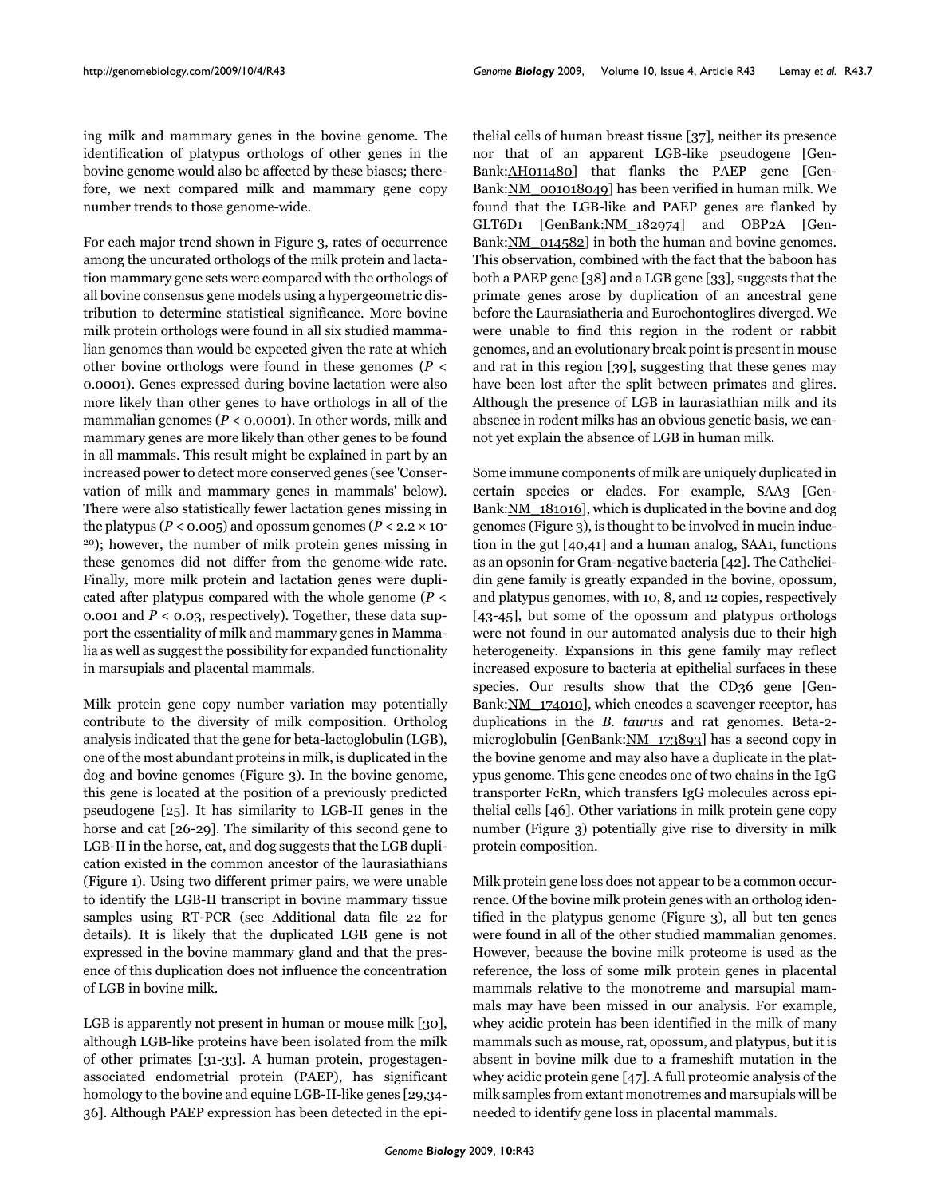ing milk and mammary genes in the bovine genome. The identification of platypus orthologs of other genes in the bovine genome would also be affected by these biases; therefore, we next compared milk and mammary gene copy number trends to those genome-wide.

For each major trend shown in Figure 3, rates of occurrence among the uncurated orthologs of the milk protein and lactation mammary gene sets were compared with the orthologs of all bovine consensus gene models using a hypergeometric distribution to determine statistical significance. More bovine milk protein orthologs were found in all six studied mammalian genomes than would be expected given the rate at which other bovine orthologs were found in these genomes ($P < 0.0001$). Genes expressed during bovine lactation were also more likely than other genes to have orthologs in all of the mammalian genomes ($P < 0.0001$). In other words, milk and mammary genes are more likely than other genes to be found in all mammals. This result might be explained in part by an increased power to detect more conserved genes (see 'Conservation of milk and mammary genes in mammals' below). There were also statistically fewer lactation genes missing in the platypus ($P < 0.005$) and opossum genomes ($P < 2.2 \times 10^{-20}$); however, the number of milk protein genes missing in these genomes did not differ from the genome-wide rate. Finally, more milk protein and lactation genes were duplicated after platypus compared with the whole genome ($P < 0.001$ and $P < 0.03$, respectively). Together, these data support the essentiality of milk and mammary genes in Mammalia as well as suggest the possibility for expanded functionality in marsupials and placental mammals.

Milk protein gene copy number variation may potentially contribute to the diversity of milk composition. Ortholog analysis indicated that the gene for beta-lactoglobulin (LGB), one of the most abundant proteins in milk, is duplicated in the dog and bovine genomes (Figure 3). In the bovine genome, this gene is located at the position of a previously predicted pseudogene [25]. It has similarity to LGB-II genes in the horse and cat [26-29]. The similarity of this second gene to LGB-II in the horse, cat, and dog suggests that the LGB duplication existed in the common ancestor of the laurasiathians (Figure 1). Using two different primer pairs, we were unable to identify the LGB-II transcript in bovine mammary tissue samples using RT-PCR (see Additional data file 22 for details). It is likely that the duplicated LGB gene is not expressed in the bovine mammary gland and that the presence of this duplication does not influence the concentration of LGB in bovine milk.

LGB is apparently not present in human or mouse milk [30], although LGB-like proteins have been isolated from the milk of other primates [31-33]. A human protein, progestagen-associated endometrial protein (PAEP), has significant homology to the bovine and equine LGB-II-like genes [29,34-36]. Although PAEP expression has been detected in the epithelial cells of human breast tissue [37], neither its presence nor that of an apparent LGB-like pseudogene [GenBank:AH011480] that flanks the PAEP gene [GenBank:NM_001018049] has been verified in human milk. We found that the LGB-like and PAEP genes are flanked by GLT6D1 [GenBank:NM_182974] and OBP2A [GenBank:NM_014582] in both the human and bovine genomes. This observation, combined with the fact that the baboon has both a PAEP gene [38] and a LGB gene [33], suggests that the primate genes arose by duplication of an ancestral gene before the Laurasiatheria and Eurochontoglires diverged. We were unable to find this region in the rodent or rabbit genomes, and an evolutionary break point is present in mouse and rat in this region [39], suggesting that these genes may have been lost after the split between primates and glires. Although the presence of LGB in laurasiathian milk and its absence in rodent milks has an obvious genetic basis, we cannot yet explain the absence of LGB in human milk.

Some immune components of milk are uniquely duplicated in certain species or clades. For example, SAA3 [GenBank:NM_181016], which is duplicated in the bovine and dog genomes (Figure 3), is thought to be involved in mucin induction in the gut [40,41] and a human analog, SAA1, functions as an opsonin for Gram-negative bacteria [42]. The Cathelicidin gene family is greatly expanded in the bovine, opossum, and platypus genomes, with 10, 8, and 12 copies, respectively [43-45], but some of the opossum and platypus orthologs were not found in our automated analysis due to their high heterogeneity. Expansions in this gene family may reflect increased exposure to bacteria at epithelial surfaces in these species. Our results show that the CD36 gene [GenBank:NM_174010], which encodes a scavenger receptor, has duplications in the *B. taurus* and rat genomes. Beta-2-microglobulin [GenBank:NM_173893] has a second copy in the bovine genome and may also have a duplicate in the platypus genome. This gene encodes one of two chains in the IgG transporter FcRn, which transfers IgG molecules across epithelial cells [46]. Other variations in milk protein gene copy number (Figure 3) potentially give rise to diversity in milk protein composition.

Milk protein gene loss does not appear to be a common occurrence. Of the bovine milk protein genes with an ortholog identified in the platypus genome (Figure 3), all but ten genes were found in all of the other studied mammalian genomes. However, because the bovine milk proteome is used as the reference, the loss of some milk protein genes in placental mammals relative to the monotreme and marsupial mammals may have been missed in our analysis. For example, whey acidic protein has been identified in the milk of many mammals such as mouse, rat, opossum, and platypus, but it is absent in bovine milk due to a frameshift mutation in the whey acidic protein gene [47]. A full proteomic analysis of the milk samples from extant monotremes and marsupials will be needed to identify gene loss in placental mammals.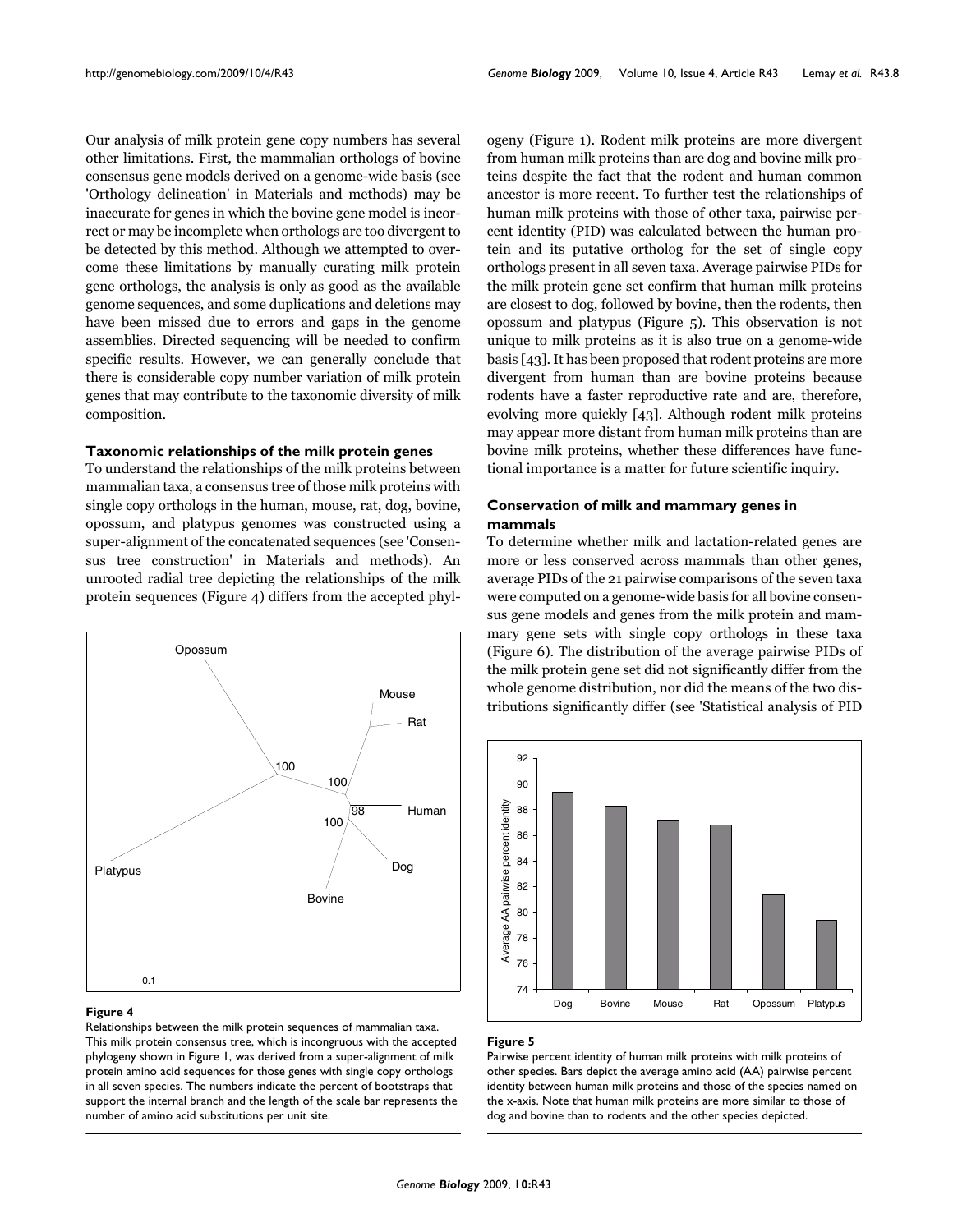Our analysis of milk protein gene copy numbers has several other limitations. First, the mammalian orthologs of bovine consensus gene models derived on a genome-wide basis (see 'Orthology delineation' in Materials and methods) may be inaccurate for genes in which the bovine gene model is incorrect or may be incomplete when orthologs are too divergent to be detected by this method. Although we attempted to overcome these limitations by manually curating milk protein gene orthologs, the analysis is only as good as the available genome sequences, and some duplications and deletions may have been missed due to errors and gaps in the genome assemblies. Directed sequencing will be needed to confirm specific results. However, we can generally conclude that there is considerable copy number variation of milk protein genes that may contribute to the taxonomic diversity of milk composition.

### Taxonomic relationships of the milk protein genes

To understand the relationships of the milk proteins between mammalian taxa, a consensus tree of those milk proteins with single copy orthologs in the human, mouse, rat, dog, bovine, opossum, and platypus genomes was constructed using a super-alignment of the concatenated sequences (see 'Consensus tree construction' in Materials and methods). An unrooted radial tree depicting the relationships of the milk protein sequences (Figure 4) differs from the accepted phylogeny (Figure 1). Rodent milk proteins are more divergent from human milk proteins than are dog and bovine milk proteins despite the fact that the rodent and human common ancestor is more recent. To further test the relationships of human milk proteins with those of other taxa, pairwise percent identity (PID) was calculated between the human protein and its putative ortholog for the set of single copy orthologs present in all seven taxa. Average pairwise PIDs for the milk protein gene set confirm that human milk proteins are closest to dog, followed by bovine, then the rodents, then opossum and platypus (Figure 5). This observation is not unique to milk proteins as it is also true on a genome-wide basis [43]. It has been proposed that rodent proteins are more divergent from human than are bovine proteins because rodents have a faster reproductive rate and are, therefore, evolving more quickly [43]. Although rodent milk proteins may appear more distant from human milk proteins than are bovine milk proteins, whether these differences have functional importance is a matter for future scientific inquiry.

**Figure 4**

Relationships between the milk protein sequences of mammalian taxa. This milk protein consensus tree, which is incongruous with the accepted phylogeny shown in Figure 1, was derived from a super-alignment of milk protein amino acid sequences for those genes with single copy orthologs in all seven species. The numbers indicate the percent of bootstraps that support the internal branch and the length of the scale bar represents the number of amino acid substitutions per unit site.

### Conservation of milk and mammary genes in mammals

To determine whether milk and lactation-related genes are more or less conserved across mammals than other genes, average PIDs of the 21 pairwise comparisons of the seven taxa were computed on a genome-wide basis for all bovine consensus gene models and genes from the milk protein and mammary gene sets with single copy orthologs in these taxa (Figure 6). The distribution of the average pairwise PIDs of the milk protein gene set did not significantly differ from the whole genome distribution, nor did the means of the two distributions significantly differ (see 'Statistical analysis of PID

**Figure 5**

Pairwise percent identity of human milk proteins with milk proteins of other species. Bars depict the average amino acid (AA) pairwise percent identity between human milk proteins and those of the species named on the x-axis. Note that human milk proteins are more similar to those of dog and bovine than to rodents and the other species depicted.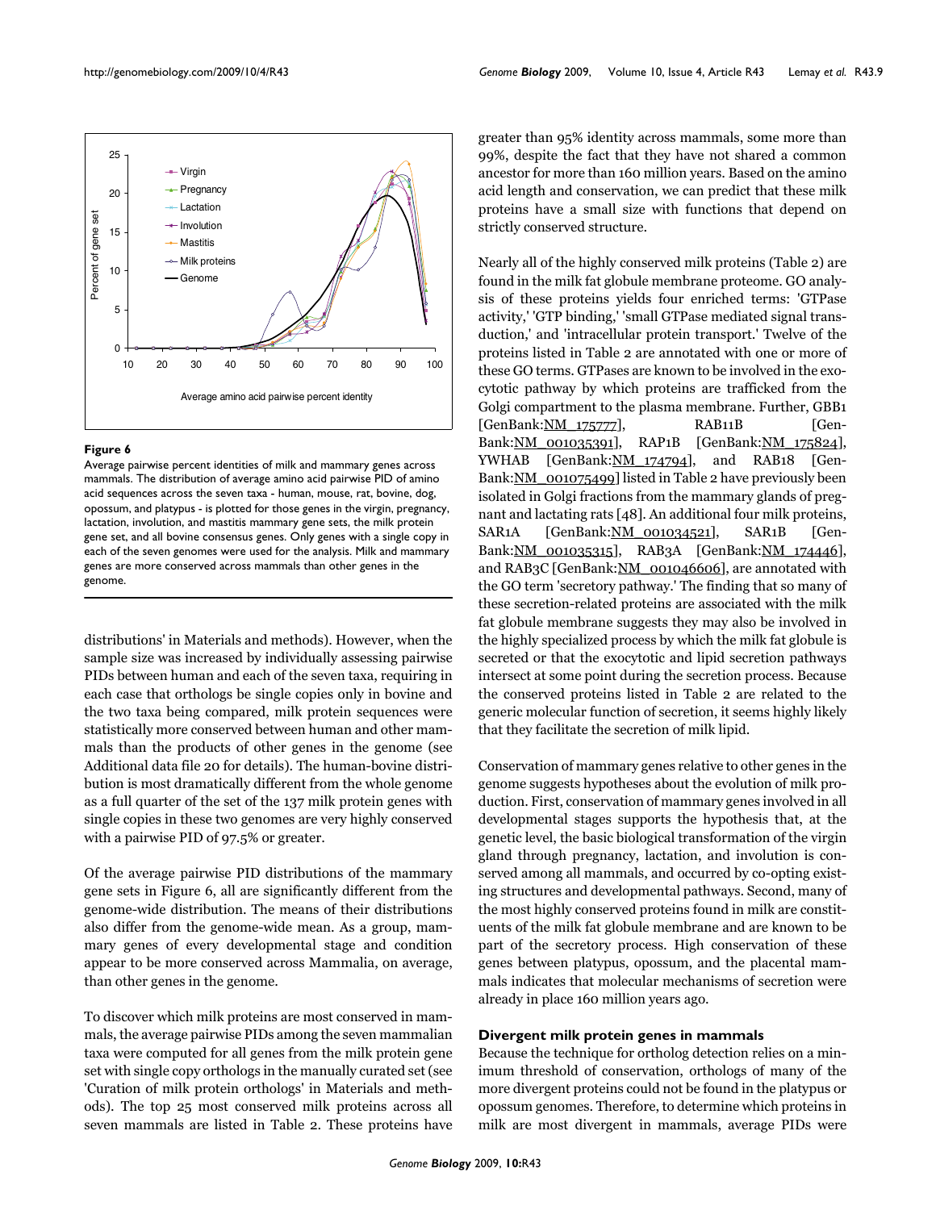**Figure 6**

Average pairwise percent identities of milk and mammary genes across mammals. The distribution of average amino acid pairwise PID of amino acid sequences across the seven taxa - human, mouse, rat, bovine, dog, opossum, and platypus - is plotted for those genes in the virgin, pregnancy, lactation, involution, and mastitis mammary gene sets, the milk protein gene set, and all bovine consensus genes. Only genes with a single copy in each of the seven genomes were used for the analysis. Milk and mammary genes are more conserved across mammals than other genes in the genome.

distributions' in Materials and methods). However, when the sample size was increased by individually assessing pairwise PIDs between human and each of the seven taxa, requiring in each case that orthologs be single copies only in bovine and the two taxa being compared, milk protein sequences were statistically more conserved between human and other mammals than the products of other genes in the genome (see Additional data file 20 for details). The human-bovine distribution is most dramatically different from the whole genome as a full quarter of the set of the 137 milk protein genes with single copies in these two genomes are very highly conserved with a pairwise PID of 97.5% or greater.

Of the average pairwise PID distributions of the mammary gene sets in Figure 6, all are significantly different from the genome-wide distribution. The means of their distributions also differ from the genome-wide mean. As a group, mammary genes of every developmental stage and condition appear to be more conserved across Mammalia, on average, than other genes in the genome.

To discover which milk proteins are most conserved in mammals, the average pairwise PIDs among the seven mammalian taxa were computed for all genes from the milk protein gene set with single copy orthologs in the manually curated set (see 'Curation of milk protein orthologs' in Materials and methods). The top 25 most conserved milk proteins across all seven mammals are listed in Table 2. These proteins have greater than 95% identity across mammals, some more than 99%, despite the fact that they have not shared a common ancestor for more than 160 million years. Based on the amino acid length and conservation, we can predict that these milk proteins have a small size with functions that depend on strictly conserved structure.

Nearly all of the highly conserved milk proteins (Table 2) are found in the milk fat globule membrane proteome. GO analysis of these proteins yields four enriched terms: 'GTPase activity,' 'GTP binding,' 'small GTPase mediated signal transduction,' and 'intracellular protein transport.' Twelve of the proteins listed in Table 2 are annotated with one or more of these GO terms. GTPases are known to be involved in the exocytotic pathway by which proteins are trafficked from the Golgi compartment to the plasma membrane. Further, GBB1 [GenBank:NM_175777], RAB11B [GenBank:NM_001035391], RAP1B [GenBank:NM_175824], YWHAB [GenBank:NM_174794], and RAB18 [GenBank:NM_001075499] listed in Table 2 have previously been isolated in Golgi fractions from the mammary glands of pregnant and lactating rats [48]. An additional four milk proteins, SAR1A [GenBank:NM_001034521], SAR1B [GenBank:NM_001035315], RAB3A [GenBank:NM_174446], and RAB3C [GenBank:NM_001046606], are annotated with the GO term 'secretory pathway.' The finding that so many of these secretion-related proteins are associated with the milk fat globule membrane suggests they may also be involved in the highly specialized process by which the milk fat globule is secreted or that the exocytotic and lipid secretion pathways intersect at some point during the secretion process. Because the conserved proteins listed in Table 2 are related to the generic molecular function of secretion, it seems highly likely that they facilitate the secretion of milk lipid.

Conservation of mammary genes relative to other genes in the genome suggests hypotheses about the evolution of milk production. First, conservation of mammary genes involved in all developmental stages supports the hypothesis that, at the genetic level, the basic biological transformation of the virgin gland through pregnancy, lactation, and involution is conserved among all mammals, and occurred by co-opting existing structures and developmental pathways. Second, many of the most highly conserved proteins found in milk are constituents of the milk fat globule membrane and are known to be part of the secretory process. High conservation of these genes between platypus, opossum, and the placental mammals indicates that molecular mechanisms of secretion were already in place 160 million years ago.

### Divergent milk protein genes in mammals

Because the technique for ortholog detection relies on a minimum threshold of conservation, orthologs of many of the more divergent proteins could not be found in the platypus or opossum genomes. Therefore, to determine which proteins in milk are most divergent in mammals, average PIDs were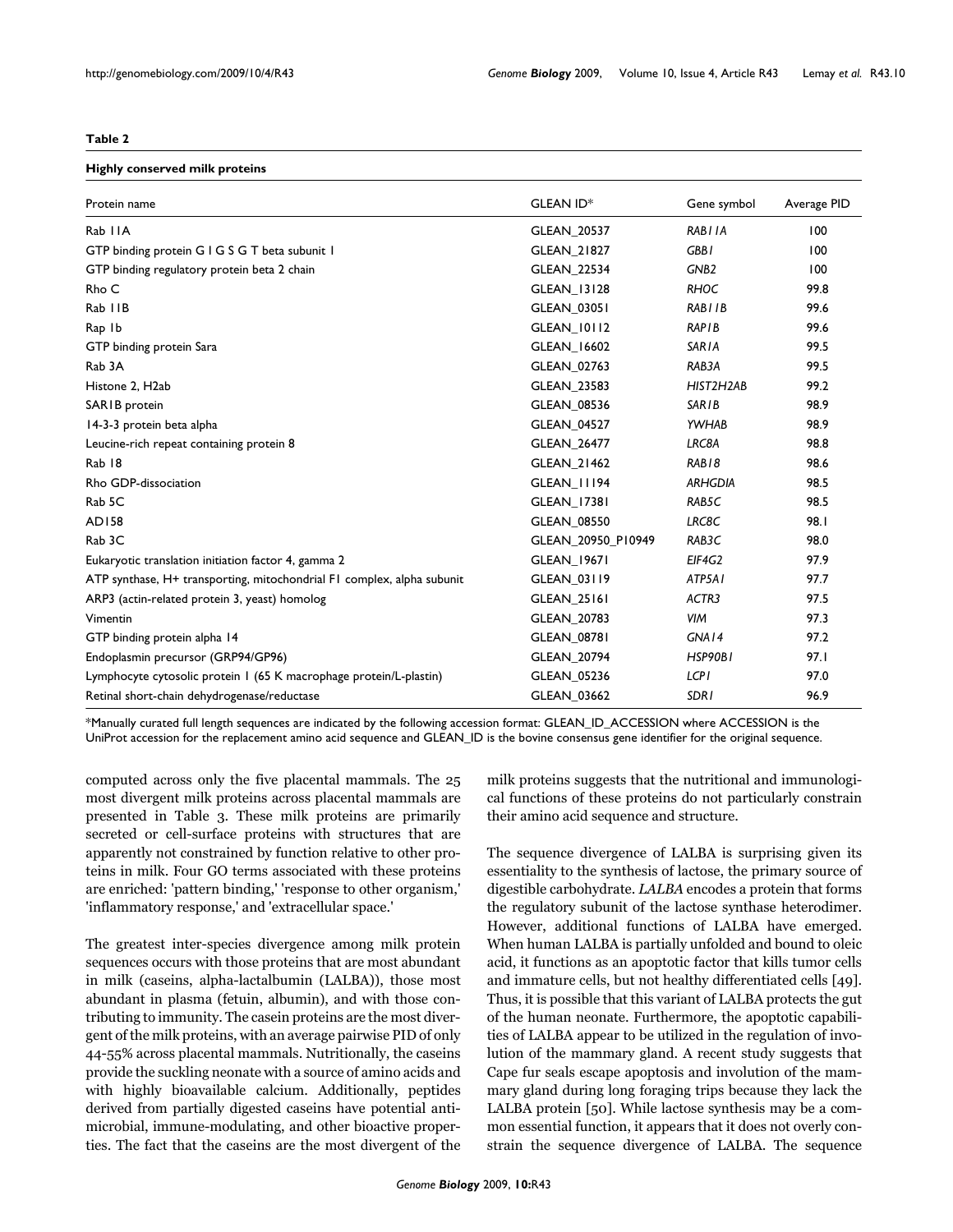**Table 2**

**Highly conserved milk proteins**

| Protein name | GLEAN ID* | Gene symbol | Average PID |
|---|---|---|---|
| Rab 11A | GLEAN_20537 | *RAB11A* | 100 |
| GTP binding protein G I G S G T beta subunit 1 | GLEAN_21827 | *GBB1* | 100 |
| GTP binding regulatory protein beta 2 chain | GLEAN_22534 | *GNB2* | 100 |
| Rho C | GLEAN_13128 | *RHOC* | 99.8 |
| Rab 11B | GLEAN_03051 | *RAB11B* | 99.6 |
| Rap 1b | GLEAN_10112 | *RAP1B* | 99.6 |
| GTP binding protein Sara | GLEAN_16602 | *SAR1A* | 99.5 |
| Rab 3A | GLEAN_02763 | *RAB3A* | 99.5 |
| Histone 2, H2ab | GLEAN_23583 | *HIST2H2AB* | 99.2 |
| SAR1B protein | GLEAN_08536 | *SAR1B* | 98.9 |
| 14-3-3 protein beta alpha | GLEAN_04527 | *YWHAB* | 98.9 |
| Leucine-rich repeat containing protein 8 | GLEAN_26477 | *LRC8A* | 98.8 |
| Rab 18 | GLEAN_21462 | *RAB18* | 98.6 |
| Rho GDP-dissociation | GLEAN_11194 | *ARHGDIA* | 98.5 |
| Rab 5C | GLEAN_17381 | *RAB5C* | 98.5 |
| AD158 | GLEAN_08550 | *LRC8C* | 98.1 |
| Rab 3C | GLEAN_20950_P10949 | *RAB3C* | 98.0 |
| Eukaryotic translation initiation factor 4, gamma 2 | GLEAN_19671 | *EIF4G2* | 97.9 |
| ATP synthase, H+ transporting, mitochondrial F1 complex, alpha subunit | GLEAN_03119 | *ATP5A1* | 97.7 |
| ARP3 (actin-related protein 3, yeast) homolog | GLEAN_25161 | *ACTR3* | 97.5 |
| Vimentin | GLEAN_20783 | *VIM* | 97.3 |
| GTP binding protein alpha 14 | GLEAN_08781 | *GNA14* | 97.2 |
| Endoplasmin precursor (GRP94/GP96) | GLEAN_20794 | *HSP90B1* | 97.1 |
| Lymphocyte cytosolic protein 1 (65 K macrophage protein/L-plastin) | GLEAN_05236 | *LCP1* | 97.0 |
| Retinal short-chain dehydrogenase/reductase | GLEAN_03662 | *SDR1* | 96.9 |

*Manually curated full length sequences are indicated by the following accession format: GLEAN_ID_ACCESSION where ACCESSION is the UniProt accession for the replacement amino acid sequence and GLEAN_ID is the bovine consensus gene identifier for the original sequence.

computed across only the five placental mammals. The 25 most divergent milk proteins across placental mammals are presented in Table 3. These milk proteins are primarily secreted or cell-surface proteins with structures that are apparently not constrained by function relative to other proteins in milk. Four GO terms associated with these proteins are enriched: 'pattern binding,' 'response to other organism,' 'inflammatory response,' and 'extracellular space.'

The greatest inter-species divergence among milk protein sequences occurs with those proteins that are most abundant in milk (caseins, alpha-lactalbumin (LALBA)), those most abundant in plasma (fetuin, albumin), and with those contributing to immunity. The casein proteins are the most divergent of the milk proteins, with an average pairwise PID of only 44-55% across placental mammals. Nutritionally, the caseins provide the suckling neonate with a source of amino acids and with highly bioavailable calcium. Additionally, peptides derived from partially digested caseins have potential antimicrobial, immune-modulating, and other bioactive properties. The fact that the caseins are the most divergent of the milk proteins suggests that the nutritional and immunological functions of these proteins do not particularly constrain their amino acid sequence and structure.

The sequence divergence of LALBA is surprising given its essentiality to the synthesis of lactose, the primary source of digestible carbohydrate. *LALBA* encodes a protein that forms the regulatory subunit of the lactose synthase heterodimer. However, additional functions of LALBA have emerged. When human LALBA is partially unfolded and bound to oleic acid, it functions as an apoptotic factor that kills tumor cells and immature cells, but not healthy differentiated cells [49]. Thus, it is possible that this variant of LALBA protects the gut of the human neonate. Furthermore, the apoptotic capabilities of LALBA appear to be utilized in the regulation of involution of the mammary gland. A recent study suggests that Cape fur seals escape apoptosis and involution of the mammary gland during long foraging trips because they lack the LALBA protein [50]. While lactose synthesis may be a common essential function, it appears that it does not overly constrain the sequence divergence of LALBA. The sequence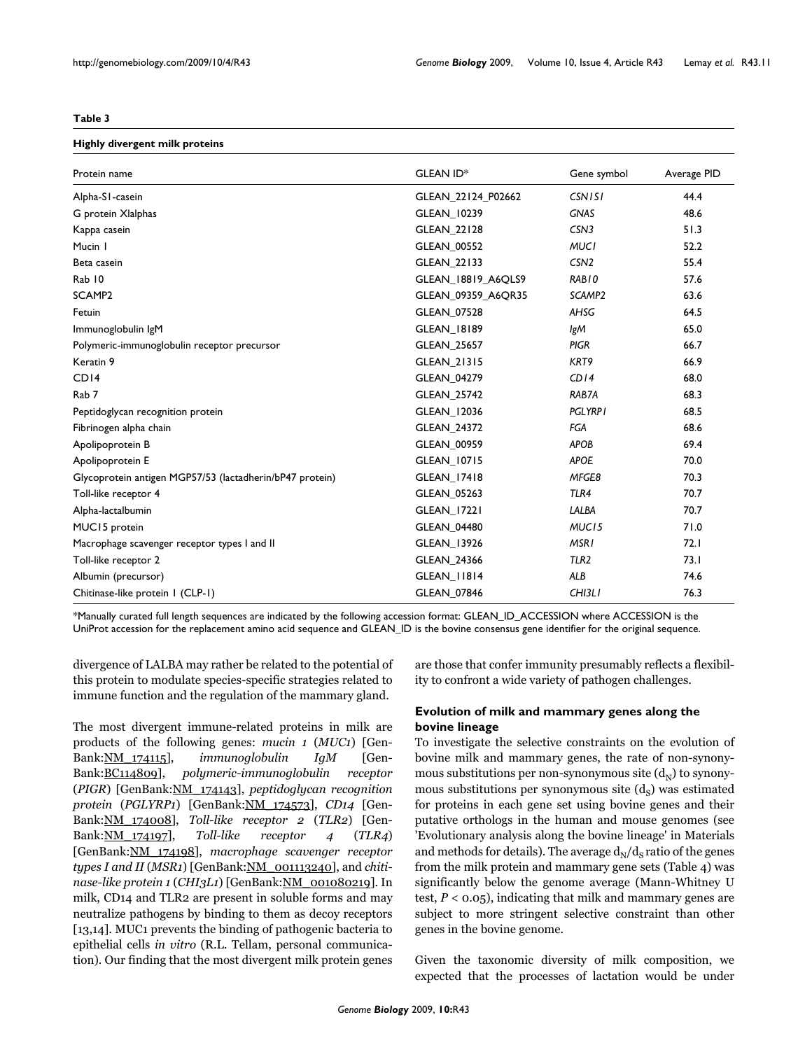**Table 3**

**Highly divergent milk proteins**

| Protein name | GLEAN ID* | Gene symbol | Average PID |
|---|---|---|---|
| Alpha-S1-casein | GLEAN_22124_P02662 | *CSN1S1* | 44.4 |
| G protein Xlalphas | GLEAN_10239 | *GNAS* | 48.6 |
| Kappa casein | GLEAN_22128 | *CSN3* | 51.3 |
| Mucin 1 | GLEAN_00552 | *MUC1* | 52.2 |
| Beta casein | GLEAN_22133 | *CSN2* | 55.4 |
| Rab 10 | GLEAN_18819_A6QLS9 | *RAB10* | 57.6 |
| SCAMP2 | GLEAN_09359_A6QR35 | *SCAMP2* | 63.6 |
| Fetuin | GLEAN_07528 | *AHSG* | 64.5 |
| Immunoglobulin IgM | GLEAN_18189 | *IgM* | 65.0 |
| Polymeric-immunoglobulin receptor precursor | GLEAN_25657 | *PIGR* | 66.7 |
| Keratin 9 | GLEAN_21315 | *KRT9* | 66.9 |
| CD14 | GLEAN_04279 | *CD14* | 68.0 |
| Rab 7 | GLEAN_25742 | *RAB7A* | 68.3 |
| Peptidoglycan recognition protein | GLEAN_12036 | *PGLYRP1* | 68.5 |
| Fibrinogen alpha chain | GLEAN_24372 | *FGA* | 68.6 |
| Apolipoprotein B | GLEAN_00959 | *APOB* | 69.4 |
| Apolipoprotein E | GLEAN_10715 | *APOE* | 70.0 |
| Glycoprotein antigen MGP57/53 (lactadherin/bP47 protein) | GLEAN_17418 | *MFGE8* | 70.3 |
| Toll-like receptor 4 | GLEAN_05263 | *TLR4* | 70.7 |
| Alpha-lactalbumin | GLEAN_17221 | *LALBA* | 70.7 |
| MUC15 protein | GLEAN_04480 | *MUC15* | 71.0 |
| Macrophage scavenger receptor types I and II | GLEAN_13926 | *MSR1* | 72.1 |
| Toll-like receptor 2 | GLEAN_24366 | *TLR2* | 73.1 |
| Albumin (precursor) | GLEAN_11814 | *ALB* | 74.6 |
| Chitinase-like protein 1 (CLP-1) | GLEAN_07846 | *CHI3L1* | 76.3 |

*Manually curated full length sequences are indicated by the following accession format: GLEAN_ID_ACCESSION where ACCESSION is the UniProt accession for the replacement amino acid sequence and GLEAN_ID is the bovine consensus gene identifier for the original sequence.

divergence of LALBA may rather be related to the potential of this protein to modulate species-specific strategies related to immune function and the regulation of the mammary gland.

The most divergent immune-related proteins in milk are products of the following genes: *mucin 1* (*MUC1*) [GenBank:NM_174115], *immunoglobulin IgM* [GenBank:BC114809], *polymeric-immunoglobulin receptor* (*PIGR*) [GenBank:NM_174143], *peptidoglycan recognition protein* (*PGLYRP1*) [GenBank:NM_174573], *CD14* [GenBank:NM_174008], *Toll-like receptor 2* (*TLR2*) [GenBank:NM_174197], *Toll-like receptor 4* (*TLR4*) [GenBank:NM_174198], *macrophage scavenger receptor types I and II* (*MSR1*) [GenBank:NM_001113240], and *chitinase-like protein 1* (*CHI3L1*) [GenBank:NM_001080219]. In milk, CD14 and TLR2 are present in soluble forms and may neutralize pathogens by binding to them as decoy receptors [13,14]. MUC1 prevents the binding of pathogenic bacteria to epithelial cells *in vitro* (R.L. Tellam, personal communication). Our finding that the most divergent milk protein genes are those that confer immunity presumably reflects a flexibility to confront a wide variety of pathogen challenges.

### Evolution of milk and mammary genes along the bovine lineage

To investigate the selective constraints on the evolution of bovine milk and mammary genes, the rate of non-synonymous substitutions per non-synonymous site ($d_N$) to synonymous substitutions per synonymous site ($d_S$) was estimated for proteins in each gene set using bovine genes and their putative orthologs in the human and mouse genomes (see 'Evolutionary analysis along the bovine lineage' in Materials and methods for details). The average $d_N/d_S$ ratio of the genes from the milk protein and mammary gene sets (Table 4) was significantly below the genome average (Mann-Whitney U test, $P < 0.05$), indicating that milk and mammary genes are subject to more stringent selective constraint than other genes in the bovine genome.

Given the taxonomic diversity of milk composition, we expected that the processes of lactation would be under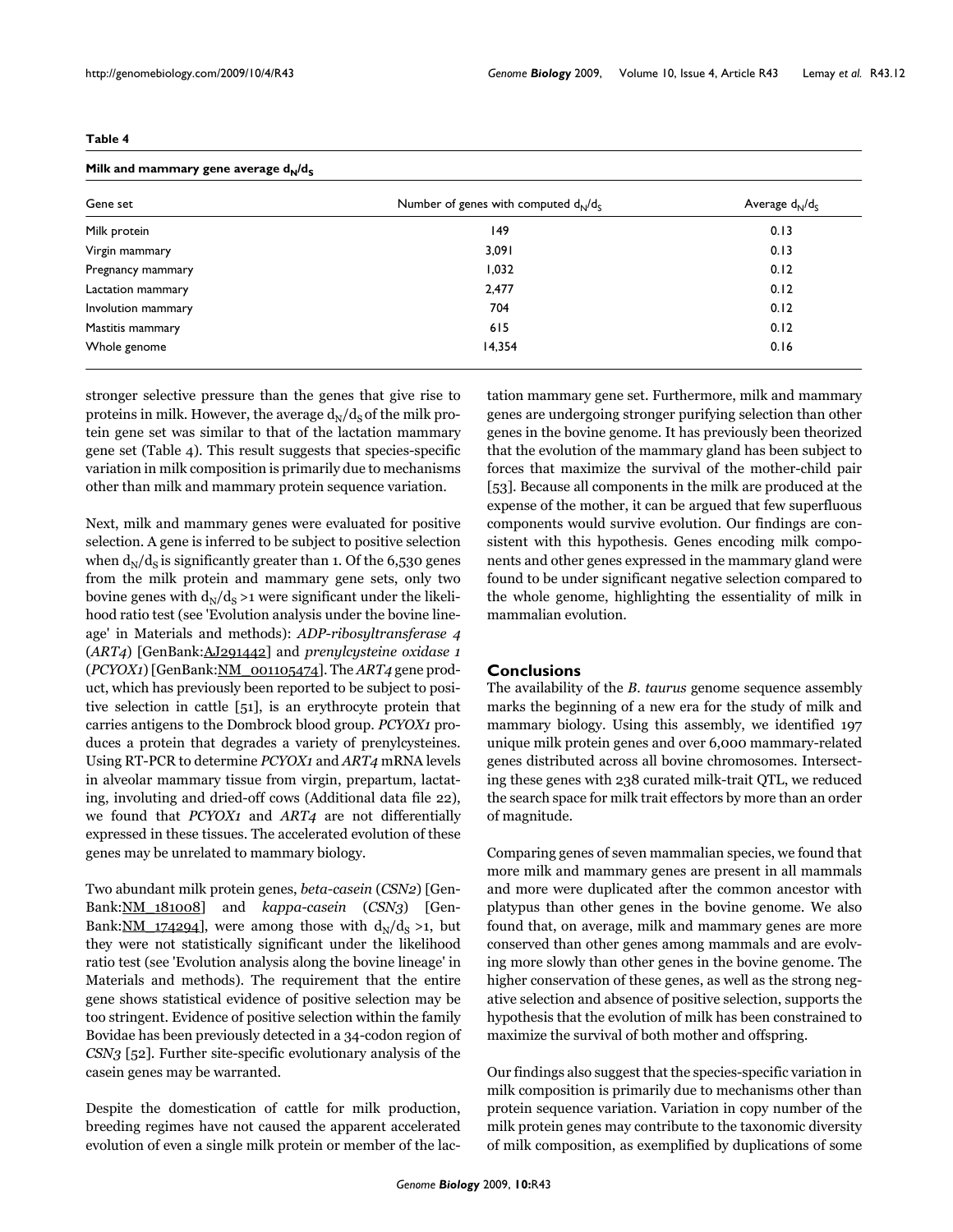**Table 4**

**Milk and mammary gene average $d_N/d_S$**

| Gene set | Number of genes with computed $d_N/d_S$ | Average $d_N/d_S$ |
| --- | --- | --- |
| Milk protein | 149 | 0.13 |
| Virgin mammary | 3,091 | 0.13 |
| Pregnancy mammary | 1,032 | 0.12 |
| Lactation mammary | 2,477 | 0.12 |
| Involution mammary | 704 | 0.12 |
| Mastitis mammary | 615 | 0.12 |
| Whole genome | 14,354 | 0.16 |

stronger selective pressure than the genes that give rise to proteins in milk. However, the average $d_N/d_S$ of the milk protein gene set was similar to that of the lactation mammary gene set (Table 4). This result suggests that species-specific variation in milk composition is primarily due to mechanisms other than milk and mammary protein sequence variation.

Next, milk and mammary genes were evaluated for positive selection. A gene is inferred to be subject to positive selection when $d_N/d_S$ is significantly greater than 1. Of the 6,530 genes from the milk protein and mammary gene sets, only two bovine genes with $d_N/d_S > 1$ were significant under the likelihood ratio test (see 'Evolution analysis under the bovine lineage' in Materials and methods): *ADP-ribosyltransferase 4* (*ART4*) [GenBank:AJ291442] and *prenylcysteine oxidase 1* (*PCYOX1*) [GenBank:NM_001105474]. The *ART4* gene product, which has previously been reported to be subject to positive selection in cattle [51], is an erythrocyte protein that carries antigens to the Dombrock blood group. *PCYOX1* produces a protein that degrades a variety of prenylcysteines. Using RT-PCR to determine *PCYOX1* and *ART4* mRNA levels in alveolar mammary tissue from virgin, prepartum, lactating, involuting and dried-off cows (Additional data file 22), we found that *PCYOX1* and *ART4* are not differentially expressed in these tissues. The accelerated evolution of these genes may be unrelated to mammary biology.

Two abundant milk protein genes, *beta-casein* (*CSN2*) [GenBank:NM_181008] and *kappa-casein* (*CSN3*) [GenBank:NM_174294], were among those with $d_N/d_S > 1$, but they were not statistically significant under the likelihood ratio test (see 'Evolution analysis along the bovine lineage' in Materials and methods). The requirement that the entire gene shows statistical evidence of positive selection may be too stringent. Evidence of positive selection within the family Bovidae has been previously detected in a 34-codon region of *CSN3* [52]. Further site-specific evolutionary analysis of the casein genes may be warranted.

Despite the domestication of cattle for milk production, breeding regimes have not caused the apparent accelerated evolution of even a single milk protein or member of the lactation mammary gene set. Furthermore, milk and mammary genes are undergoing stronger purifying selection than other genes in the bovine genome. It has previously been theorized that the evolution of the mammary gland has been subject to forces that maximize the survival of the mother-child pair [53]. Because all components in the milk are produced at the expense of the mother, it can be argued that few superfluous components would survive evolution. Our findings are consistent with this hypothesis. Genes encoding milk components and other genes expressed in the mammary gland were found to be under significant negative selection compared to the whole genome, highlighting the essentiality of milk in mammalian evolution.

## Conclusions

The availability of the *B. taurus* genome sequence assembly marks the beginning of a new era for the study of milk and mammary biology. Using this assembly, we identified 197 unique milk protein genes and over 6,000 mammary-related genes distributed across all bovine chromosomes. Intersecting these genes with 238 curated milk-trait QTL, we reduced the search space for milk trait effectors by more than an order of magnitude.

Comparing genes of seven mammalian species, we found that more milk and mammary genes are present in all mammals and more were duplicated after the common ancestor with platypus than other genes in the bovine genome. We also found that, on average, milk and mammary genes are more conserved than other genes among mammals and are evolving more slowly than other genes in the bovine genome. The higher conservation of these genes, as well as the strong negative selection and absence of positive selection, supports the hypothesis that the evolution of milk has been constrained to maximize the survival of both mother and offspring.

Our findings also suggest that the species-specific variation in milk composition is primarily due to mechanisms other than protein sequence variation. Variation in copy number of the milk protein genes may contribute to the taxonomic diversity of milk composition, as exemplified by duplications of some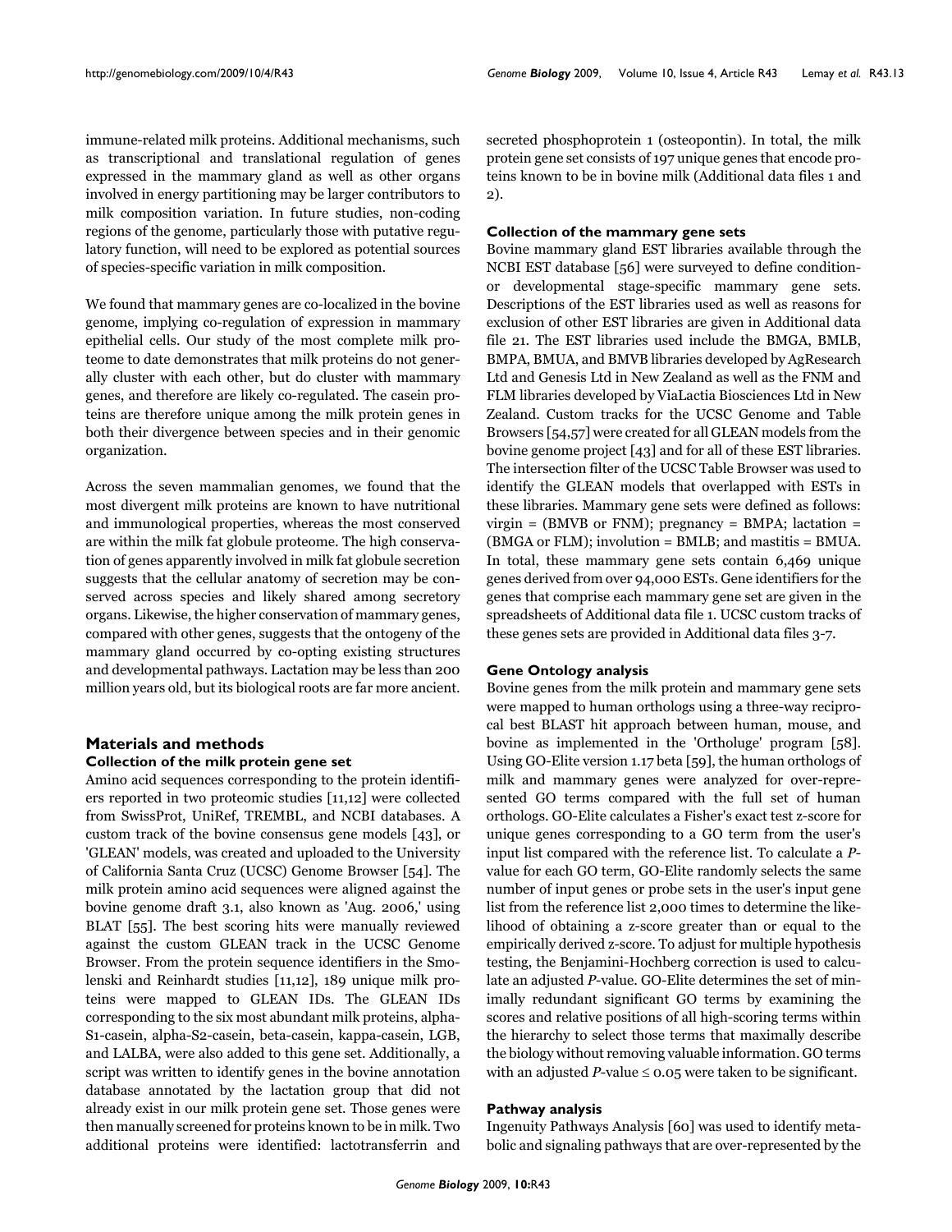immune-related milk proteins. Additional mechanisms, such as transcriptional and translational regulation of genes expressed in the mammary gland as well as other organs involved in energy partitioning may be larger contributors to milk composition variation. In future studies, non-coding regions of the genome, particularly those with putative regulatory function, will need to be explored as potential sources of species-specific variation in milk composition.

We found that mammary genes are co-localized in the bovine genome, implying co-regulation of expression in mammary epithelial cells. Our study of the most complete milk proteome to date demonstrates that milk proteins do not generally cluster with each other, but do cluster with mammary genes, and therefore are likely co-regulated. The casein proteins are therefore unique among the milk protein genes in both their divergence between species and in their genomic organization.

Across the seven mammalian genomes, we found that the most divergent milk proteins are known to have nutritional and immunological properties, whereas the most conserved are within the milk fat globule proteome. The high conservation of genes apparently involved in milk fat globule secretion suggests that the cellular anatomy of secretion may be conserved across species and likely shared among secretory organs. Likewise, the higher conservation of mammary genes, compared with other genes, suggests that the ontogeny of the mammary gland occurred by co-opting existing structures and developmental pathways. Lactation may be less than 200 million years old, but its biological roots are far more ancient.

## Materials and methods

### Collection of the milk protein gene set

Amino acid sequences corresponding to the protein identifiers reported in two proteomic studies [11,12] were collected from SwissProt, UniRef, TREMBL, and NCBI databases. A custom track of the bovine consensus gene models [43], or 'GLEAN' models, was created and uploaded to the University of California Santa Cruz (UCSC) Genome Browser [54]. The milk protein amino acid sequences were aligned against the bovine genome draft 3.1, also known as 'Aug. 2006,' using BLAT [55]. The best scoring hits were manually reviewed against the custom GLEAN track in the UCSC Genome Browser. From the protein sequence identifiers in the Smolenski and Reinhardt studies [11,12], 189 unique milk proteins were mapped to GLEAN IDs. The GLEAN IDs corresponding to the six most abundant milk proteins, alpha-S1-casein, alpha-S2-casein, beta-casein, kappa-casein, LGB, and LALBA, were also added to this gene set. Additionally, a script was written to identify genes in the bovine annotation database annotated by the lactation group that did not already exist in our milk protein gene set. Those genes were then manually screened for proteins known to be in milk. Two additional proteins were identified: lactotransferrin and secreted phosphoprotein 1 (osteopontin). In total, the milk protein gene set consists of 197 unique genes that encode proteins known to be in bovine milk (Additional data files 1 and 2).

### Collection of the mammary gene sets

Bovine mammary gland EST libraries available through the NCBI EST database [56] were surveyed to define condition- or developmental stage-specific mammary gene sets. Descriptions of the EST libraries used as well as reasons for exclusion of other EST libraries are given in Additional data file 21. The EST libraries used include the BMGA, BMLB, BMPA, BMUA, and BMVB libraries developed by AgResearch Ltd and Genesis Ltd in New Zealand as well as the FNM and FLM libraries developed by ViaLactia Biosciences Ltd in New Zealand. Custom tracks for the UCSC Genome and Table Browsers [54,57] were created for all GLEAN models from the bovine genome project [43] and for all of these EST libraries. The intersection filter of the UCSC Table Browser was used to identify the GLEAN models that overlapped with ESTs in these libraries. Mammary gene sets were defined as follows: virgin = (BMVB or FNM); pregnancy = BMPA; lactation = (BMGA or FLM); involution = BMLB; and mastitis = BMUA. In total, these mammary gene sets contain 6,469 unique genes derived from over 94,000 ESTs. Gene identifiers for the genes that comprise each mammary gene set are given in the spreadsheets of Additional data file 1. UCSC custom tracks of these genes sets are provided in Additional data files 3-7.

### Gene Ontology analysis

Bovine genes from the milk protein and mammary gene sets were mapped to human orthologs using a three-way reciprocal best BLAST hit approach between human, mouse, and bovine as implemented in the 'Ortholuge' program [58]. Using GO-Elite version 1.17 beta [59], the human orthologs of milk and mammary genes were analyzed for over-represented GO terms compared with the full set of human orthologs. GO-Elite calculates a Fisher's exact test z-score for unique genes corresponding to a GO term from the user's input list compared with the reference list. To calculate a *P*-value for each GO term, GO-Elite randomly selects the same number of input genes or probe sets in the user's input gene list from the reference list 2,000 times to determine the likelihood of obtaining a z-score greater than or equal to the empirically derived z-score. To adjust for multiple hypothesis testing, the Benjamini-Hochberg correction is used to calculate an adjusted *P*-value. GO-Elite determines the set of minimally redundant significant GO terms by examining the scores and relative positions of all high-scoring terms within the hierarchy to select those terms that maximally describe the biology without removing valuable information. GO terms with an adjusted $P$-value $\leq 0.05$ were taken to be significant.

### Pathway analysis

Ingenuity Pathways Analysis [60] was used to identify metabolic and signaling pathways that are over-represented by the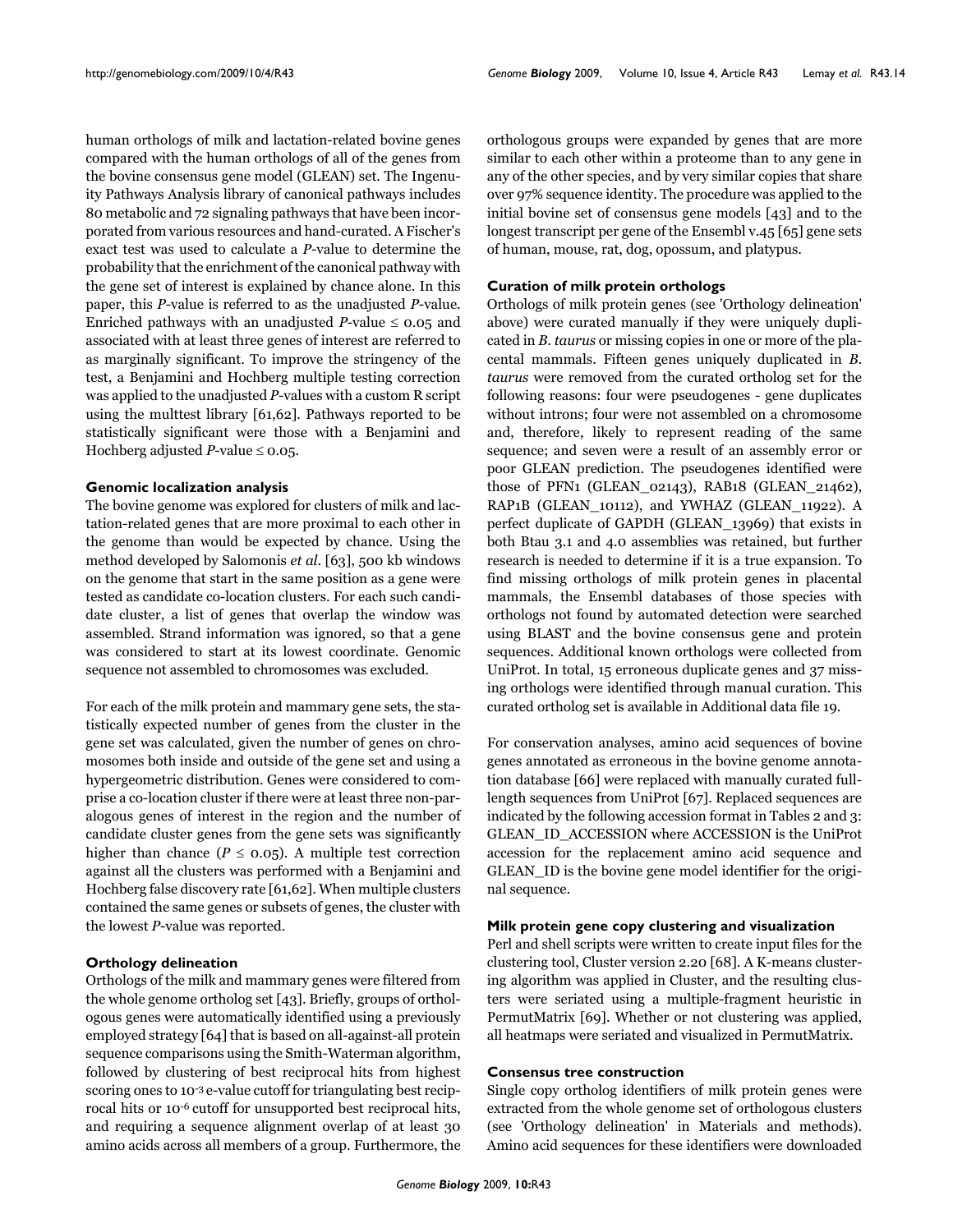human orthologs of milk and lactation-related bovine genes compared with the human orthologs of all of the genes from the bovine consensus gene model (GLEAN) set. The Ingenuity Pathways Analysis library of canonical pathways includes 80 metabolic and 72 signaling pathways that have been incorporated from various resources and hand-curated. A Fischer's exact test was used to calculate a *P*-value to determine the probability that the enrichment of the canonical pathway with the gene set of interest is explained by chance alone. In this paper, this *P*-value is referred to as the unadjusted *P*-value. Enriched pathways with an unadjusted $P$-value $\leq 0.05$ and associated with at least three genes of interest are referred to as marginally significant. To improve the stringency of the test, a Benjamini and Hochberg multiple testing correction was applied to the unadjusted *P*-values with a custom R script using the multtest library [61,62]. Pathways reported to be statistically significant were those with a Benjamini and Hochberg adjusted $P$-value $\leq 0.05$.

### Genomic localization analysis

The bovine genome was explored for clusters of milk and lactation-related genes that are more proximal to each other in the genome than would be expected by chance. Using the method developed by Salomonis *et al*. [63], 500 kb windows on the genome that start in the same position as a gene were tested as candidate co-location clusters. For each such candidate cluster, a list of genes that overlap the window was assembled. Strand information was ignored, so that a gene was considered to start at its lowest coordinate. Genomic sequence not assembled to chromosomes was excluded.

For each of the milk protein and mammary gene sets, the statistically expected number of genes from the cluster in the gene set was calculated, given the number of genes on chromosomes both inside and outside of the gene set and using a hypergeometric distribution. Genes were considered to comprise a co-location cluster if there were at least three non-paralogous genes of interest in the region and the number of candidate cluster genes from the gene sets was significantly higher than chance ($P \leq 0.05$). A multiple test correction against all the clusters was performed with a Benjamini and Hochberg false discovery rate [61,62]. When multiple clusters contained the same genes or subsets of genes, the cluster with the lowest *P*-value was reported.

### Orthology delineation

Orthologs of the milk and mammary genes were filtered from the whole genome ortholog set [43]. Briefly, groups of orthologous genes were automatically identified using a previously employed strategy [64] that is based on all-against-all protein sequence comparisons using the Smith-Waterman algorithm, followed by clustering of best reciprocal hits from highest scoring ones to $10^{-3}$ e-value cutoff for triangulating best reciprocal hits or $10^{-6}$ cutoff for unsupported best reciprocal hits, and requiring a sequence alignment overlap of at least 30 amino acids across all members of a group. Furthermore, the orthologous groups were expanded by genes that are more similar to each other within a proteome than to any gene in any of the other species, and by very similar copies that share over 97% sequence identity. The procedure was applied to the initial bovine set of consensus gene models [43] and to the longest transcript per gene of the Ensembl v.45 [65] gene sets of human, mouse, rat, dog, opossum, and platypus.

### Curation of milk protein orthologs

Orthologs of milk protein genes (see 'Orthology delineation' above) were curated manually if they were uniquely duplicated in *B. taurus* or missing copies in one or more of the placental mammals. Fifteen genes uniquely duplicated in *B. taurus* were removed from the curated ortholog set for the following reasons: four were pseudogenes - gene duplicates without introns; four were not assembled on a chromosome and, therefore, likely to represent reading of the same sequence; and seven were a result of an assembly error or poor GLEAN prediction. The pseudogenes identified were those of PFN1 (GLEAN_02143), RAB18 (GLEAN_21462), RAP1B (GLEAN_10112), and YWHAZ (GLEAN_11922). A perfect duplicate of GAPDH (GLEAN_13969) that exists in both Btau 3.1 and 4.0 assemblies was retained, but further research is needed to determine if it is a true expansion. To find missing orthologs of milk protein genes in placental mammals, the Ensembl databases of those species with orthologs not found by automated detection were searched using BLAST and the bovine consensus gene and protein sequences. Additional known orthologs were collected from UniProt. In total, 15 erroneous duplicate genes and 37 missing orthologs were identified through manual curation. This curated ortholog set is available in Additional data file 19.

For conservation analyses, amino acid sequences of bovine genes annotated as erroneous in the bovine genome annotation database [66] were replaced with manually curated full-length sequences from UniProt [67]. Replaced sequences are indicated by the following accession format in Tables 2 and 3: GLEAN_ID_ACCESSION where ACCESSION is the UniProt accession for the replacement amino acid sequence and GLEAN_ID is the bovine gene model identifier for the original sequence.

### Milk protein gene copy clustering and visualization

Perl and shell scripts were written to create input files for the clustering tool, Cluster version 2.20 [68]. A K-means clustering algorithm was applied in Cluster, and the resulting clusters were seriated using a multiple-fragment heuristic in PermutMatrix [69]. Whether or not clustering was applied, all heatmaps were seriated and visualized in PermutMatrix.

### Consensus tree construction

Single copy ortholog identifiers of milk protein genes were extracted from the whole genome set of orthologous clusters (see 'Orthology delineation' in Materials and methods). Amino acid sequences for these identifiers were downloaded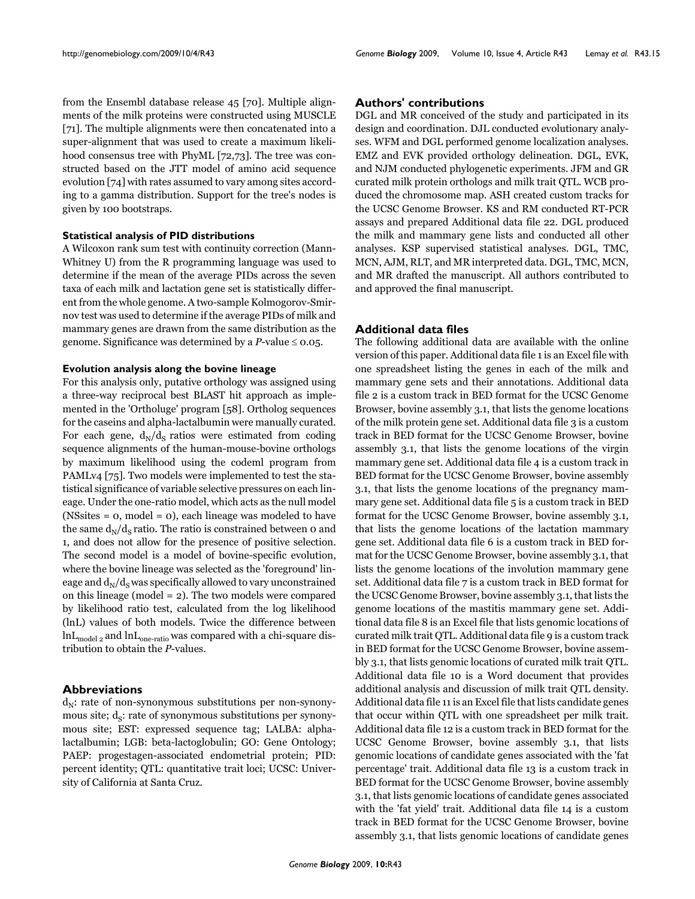from the Ensembl database release 45 [70]. Multiple alignments of the milk proteins were constructed using MUSCLE [71]. The multiple alignments were then concatenated into a super-alignment that was used to create a maximum likelihood consensus tree with PhyML [72,73]. The tree was constructed based on the JTT model of amino acid sequence evolution [74] with rates assumed to vary among sites according to a gamma distribution. Support for the tree's nodes is given by 100 bootstraps.

#### Statistical analysis of PID distributions

A Wilcoxon rank sum test with continuity correction (Mann-Whitney U) from the R programming language was used to determine if the mean of the average PIDs across the seven taxa of each milk and lactation gene set is statistically different from the whole genome. A two-sample Kolmogorov-Smirnov test was used to determine if the average PIDs of milk and mammary genes are drawn from the same distribution as the genome. Significance was determined by a *P*-value ≤ 0.05.

#### Evolution analysis along the bovine lineage

For this analysis only, putative orthology was assigned using a three-way reciprocal best BLAST hit approach as implemented in the 'Ortholuge' program [58]. Ortholog sequences for the caseins and alpha-lactalbumin were manually curated. For each gene, $d_N/d_S$ ratios were estimated from coding sequence alignments of the human-mouse-bovine orthologs by maximum likelihood using the codeml program from PAMLv4 [75]. Two models were implemented to test the statistical significance of variable selective pressures on each lineage. Under the one-ratio model, which acts as the null model (NSsites = 0, model = 0), each lineage was modeled to have the same $d_N/d_S$ ratio. The ratio is constrained between 0 and 1, and does not allow for the presence of positive selection. The second model is a model of bovine-specific evolution, where the bovine lineage was selected as the 'foreground' lineage and $d_N/d_S$ was specifically allowed to vary unconstrained on this lineage (model = 2). The two models were compared by likelihood ratio test, calculated from the log likelihood (lnL) values of both models. Twice the difference between $lnL_{model\ 2}$ and $lnL_{one\text{-}ratio}$ was compared with a chi-square distribution to obtain the *P*-values.

## Abbreviations

$d_N$: rate of non-synonymous substitutions per non-synonymous site; $d_S$: rate of synonymous substitutions per synonymous site; EST: expressed sequence tag; LALBA: alpha-lactalbumin; LGB: beta-lactoglobulin; GO: Gene Ontology; PAEP: progestagen-associated endometrial protein; PID: percent identity; QTL: quantitative trait loci; UCSC: University of California at Santa Cruz.

## Authors' contributions

DGL and MR conceived of the study and participated in its design and coordination. DJL conducted evolutionary analyses. WFM and DGL performed genome localization analyses. EMZ and EVK provided orthology delineation. DGL, EVK, and NJM conducted phylogenetic experiments. JFM and GR curated milk protein orthologs and milk trait QTL. WCB produced the chromosome map. ASH created custom tracks for the UCSC Genome Browser. KS and RM conducted RT-PCR assays and prepared Additional data file 22. DGL produced the milk and mammary gene lists and conducted all other analyses. KSP supervised statistical analyses. DGL, TMC, MCN, AJM, RLT, and MR interpreted data. DGL, TMC, MCN, and MR drafted the manuscript. All authors contributed to and approved the final manuscript.

## Additional data files

The following additional data are available with the online version of this paper. Additional data file 1 is an Excel file with one spreadsheet listing the genes in each of the milk and mammary gene sets and their annotations. Additional data file 2 is a custom track in BED format for the UCSC Genome Browser, bovine assembly 3.1, that lists the genome locations of the milk protein gene set. Additional data file 3 is a custom track in BED format for the UCSC Genome Browser, bovine assembly 3.1, that lists the genome locations of the virgin mammary gene set. Additional data file 4 is a custom track in BED format for the UCSC Genome Browser, bovine assembly 3.1, that lists the genome locations of the pregnancy mammary gene set. Additional data file 5 is a custom track in BED format for the UCSC Genome Browser, bovine assembly 3.1, that lists the genome locations of the lactation mammary gene set. Additional data file 6 is a custom track in BED format for the UCSC Genome Browser, bovine assembly 3.1, that lists the genome locations of the involution mammary gene set. Additional data file 7 is a custom track in BED format for the UCSC Genome Browser, bovine assembly 3.1, that lists the genome locations of the mastitis mammary gene set. Additional data file 8 is an Excel file that lists genomic locations of curated milk trait QTL. Additional data file 9 is a custom track in BED format for the UCSC Genome Browser, bovine assembly 3.1, that lists genomic locations of curated milk trait QTL. Additional data file 10 is a Word document that provides additional analysis and discussion of milk trait QTL density. Additional data file 11 is an Excel file that lists candidate genes that occur within QTL with one spreadsheet per milk trait. Additional data file 12 is a custom track in BED format for the UCSC Genome Browser, bovine assembly 3.1, that lists genomic locations of candidate genes associated with the 'fat percentage' trait. Additional data file 13 is a custom track in BED format for the UCSC Genome Browser, bovine assembly 3.1, that lists genomic locations of candidate genes associated with the 'fat yield' trait. Additional data file 14 is a custom track in BED format for the UCSC Genome Browser, bovine assembly 3.1, that lists genomic locations of candidate genes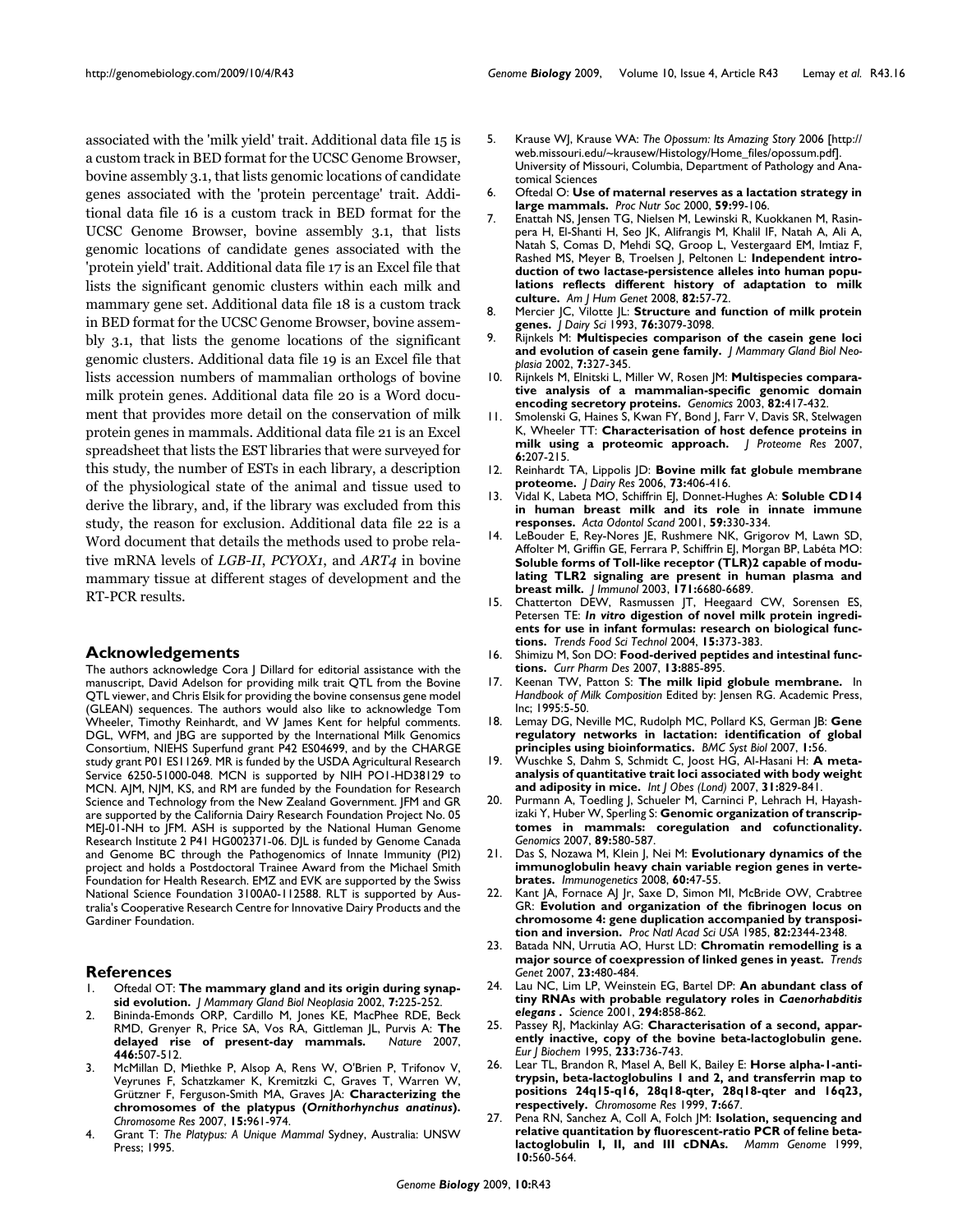associated with the 'milk yield' trait. Additional data file 15 is a custom track in BED format for the UCSC Genome Browser, bovine assembly 3.1, that lists genomic locations of candidate genes associated with the 'protein percentage' trait. Additional data file 16 is a custom track in BED format for the UCSC Genome Browser, bovine assembly 3.1, that lists genomic locations of candidate genes associated with the 'protein yield' trait. Additional data file 17 is an Excel file that lists the significant genomic clusters within each milk and mammary gene set. Additional data file 18 is a custom track in BED format for the UCSC Genome Browser, bovine assembly 3.1, that lists the genome locations of the significant genomic clusters. Additional data file 19 is an Excel file that lists accession numbers of mammalian orthologs of bovine milk protein genes. Additional data file 20 is a Word document that provides more detail on the conservation of milk protein genes in mammals. Additional data file 21 is an Excel spreadsheet that lists the EST libraries that were surveyed for this study, the number of ESTs in each library, a description of the physiological state of the animal and tissue used to derive the library, and, if the library was excluded from this study, the reason for exclusion. Additional data file 22 is a Word document that details the methods used to probe relative mRNA levels of *LGB-II*, *PCYOX1*, and *ART4* in bovine mammary tissue at different stages of development and the RT-PCR results.

## Acknowledgements

The authors acknowledge Cora J Dillard for editorial assistance with the manuscript, David Adelson for providing milk trait QTL from the Bovine QTL viewer, and Chris Elsik for providing the bovine consensus gene model (GLEAN) sequences. The authors would also like to acknowledge Tom Wheeler, Timothy Reinhardt, and W James Kent for helpful comments. DGL, WFM, and JBG are supported by the International Milk Genomics Consortium, NIEHS Superfund grant P42 ES04699, and by the CHARGE study grant P01 ES11269. MR is funded by the USDA Agricultural Research Service 6250-51000-048. MCN is supported by NIH PO1-HD38129 to MCN. AJM, NJM, KS, and RM are funded by the Foundation for Research Science and Technology from the New Zealand Government. JFM and GR are supported by the California Dairy Research Foundation Project No. 05 MEJ-01-NH to JFM. ASH is supported by the National Human Genome Research Institute 2 P41 HG002371-06. DJL is funded by Genome Canada and Genome BC through the Pathogenomics of Innate Immunity (PI2) project and holds a Postdoctoral Trainee Award from the Michael Smith Foundation for Health Research. EMZ and EVK are supported by the Swiss National Science Foundation 3100A0-112588. RLT is supported by Australia's Cooperative Research Centre for Innovative Dairy Products and the Gardiner Foundation.

## References

1. Oftedal OT: **The mammary gland and its origin during synapsid evolution.** *J Mammary Gland Biol Neoplasia* 2002, **7:**225-252.
2. Bininda-Emonds ORP, Cardillo M, Jones KE, MacPhee RDE, Beck RMD, Grenyer R, Price SA, Vos RA, Gittleman JL, Purvis A: **The delayed rise of present-day mammals.** *Nature* 2007, **446:**507-512.
3. McMillan D, Miethke P, Alsop A, Rens W, O'Brien P, Trifonov V, Veyrunes F, Schatzkamer K, Kremitzki C, Graves T, Warren W, Grützner F, Ferguson-Smith MA, Graves JA: **Characterizing the chromosomes of the platypus (*Ornithorhynchus anatinus*).** *Chromosome Res* 2007, **15:**961-974.
4. Grant T: *The Platypus: A Unique Mammal* Sydney, Australia: UNSW Press; 1995.
5. Krause WJ, Krause WA: *The Opossum: Its Amazing Story* 2006 [http://web.missouri.edu/~krausew/Histology/Home_files/opossum.pdf]. University of Missouri, Columbia, Department of Pathology and Anatomical Sciences
6. Oftedal O: **Use of maternal reserves as a lactation strategy in large mammals.** *Proc Nutr Soc* 2000, **59:**99-106.
7. Enattah NS, Jensen TG, Nielsen M, Lewinski R, Kuokkanen M, Rasinpera H, El-Shanti H, Seo JK, Alifrangis M, Khalil IF, Natah A, Ali A, Natah S, Comas D, Mehdi SQ, Groop L, Vestergaard EM, Imtiaz F, Rashed MS, Meyer B, Troelsen J, Peltonen L: **Independent introduction of two lactase-persistence alleles into human populations reflects different history of adaptation to milk culture.** *Am J Hum Genet* 2008, **82:**57-72.
8. Mercier JC, Vilotte JL: **Structure and function of milk protein genes.** *J Dairy Sci* 1993, **76:**3079-3098.
9. Rijnkels M: **Multispecies comparison of the casein gene loci and evolution of casein gene family.** *J Mammary Gland Biol Neoplasia* 2002, **7:**327-345.
10. Rijnkels M, Elnitski L, Miller W, Rosen JM: **Multispecies comparative analysis of a mammalian-specific genomic domain encoding secretory proteins.** *Genomics* 2003, **82:**417-432.
11. Smolenski G, Haines S, Kwan FY, Bond J, Farr V, Davis SR, Stelwagen K, Wheeler TT: **Characterisation of host defence proteins in milk using a proteomic approach.** *J Proteome Res* 2007, **6:**207-215.
12. Reinhardt TA, Lippolis JD: **Bovine milk fat globule membrane proteome.** *J Dairy Res* 2006, **73:**406-416.
13. Vidal K, Labeta MO, Schiffrin EJ, Donnet-Hughes A: **Soluble CD14 in human breast milk and its role in innate immune responses.** *Acta Odontol Scand* 2001, **59:**330-334.
14. LeBouder E, Rey-Nores JE, Rushmere NK, Grigorov M, Lawn SD, Affolter M, Griffin GE, Ferrara P, Schiffrin EJ, Morgan BP, Labéta MO: **Soluble forms of Toll-like receptor (TLR)2 capable of modulating TLR2 signaling are present in human plasma and breast milk.** *J Immunol* 2003, **171:**6680-6689.
15. Chatterton DEW, Rasmussen JT, Heegaard CW, Sorensen ES, Petersen TE: ***In vitro* digestion of novel milk protein ingredients for use in infant formulas: research on biological functions.** *Trends Food Sci Technol* 2004, **15:**373-383.
16. Shimizu M, Son DO: **Food-derived peptides and intestinal functions.** *Curr Pharm Des* 2007, **13:**885-895.
17. Keenan TW, Patton S: **The milk lipid globule membrane.** In *Handbook of Milk Composition* Edited by: Jensen RG. Academic Press, Inc; 1995:5-50.
18. Lemay DG, Neville MC, Rudolph MC, Pollard KS, German JB: **Gene regulatory networks in lactation: identification of global principles using bioinformatics.** *BMC Syst Biol* 2007, **1:**56.
19. Wuschke S, Dahm S, Schmidt C, Joost HG, Al-Hasani H: **A meta-analysis of quantitative trait loci associated with body weight and adiposity in mice.** *Int J Obes (Lond)* 2007, **31:**829-841.
20. Purmann A, Toedling J, Schueler M, Carninci P, Lehrach H, Hayashizaki Y, Huber W, Sperling S: **Genomic organization of transcriptomes in mammals: coregulation and cofunctionality.** *Genomics* 2007, **89:**580-587.
21. Das S, Nozawa M, Klein J, Nei M: **Evolutionary dynamics of the immunoglobulin heavy chain variable region genes in vertebrates.** *Immunogenetics* 2008, **60:**47-55.
22. Kant JA, Fornace AJ Jr, Saxe D, Simon MI, McBride OW, Crabtree GR: **Evolution and organization of the fibrinogen locus on chromosome 4: gene duplication accompanied by transposition and inversion.** *Proc Natl Acad Sci USA* 1985, **82:**2344-2348.
23. Batada NN, Urrutia AO, Hurst LD: **Chromatin remodelling is a major source of coexpression of linked genes in yeast.** *Trends Genet* 2007, **23:**480-484.
24. Lau NC, Lim LP, Weinstein EG, Bartel DP: **An abundant class of tiny RNAs with probable regulatory roles in *Caenorhabditis elegans*.** *Science* 2001, **294:**858-862.
25. Passey RJ, Mackinlay AG: **Characterisation of a second, apparently inactive, copy of the bovine beta-lactoglobulin gene.** *Eur J Biochem* 1995, **233:**736-743.
26. Lear TL, Brandon R, Masel A, Bell K, Bailey E: **Horse alpha-1-antitrypsin, beta-lactoglobulins 1 and 2, and transferrin map to positions 24q15-q16, 28q18-qter, 28q18-qter and 16q23, respectively.** *Chromosome Res* 1999, **7:**667.
27. Pena RN, Sanchez A, Coll A, Folch JM: **Isolation, sequencing and relative quantitation by fluorescent-ratio PCR of feline beta-lactoglobulin I, II, and III cDNAs.** *Mamm Genome* 1999, **10:**560-564.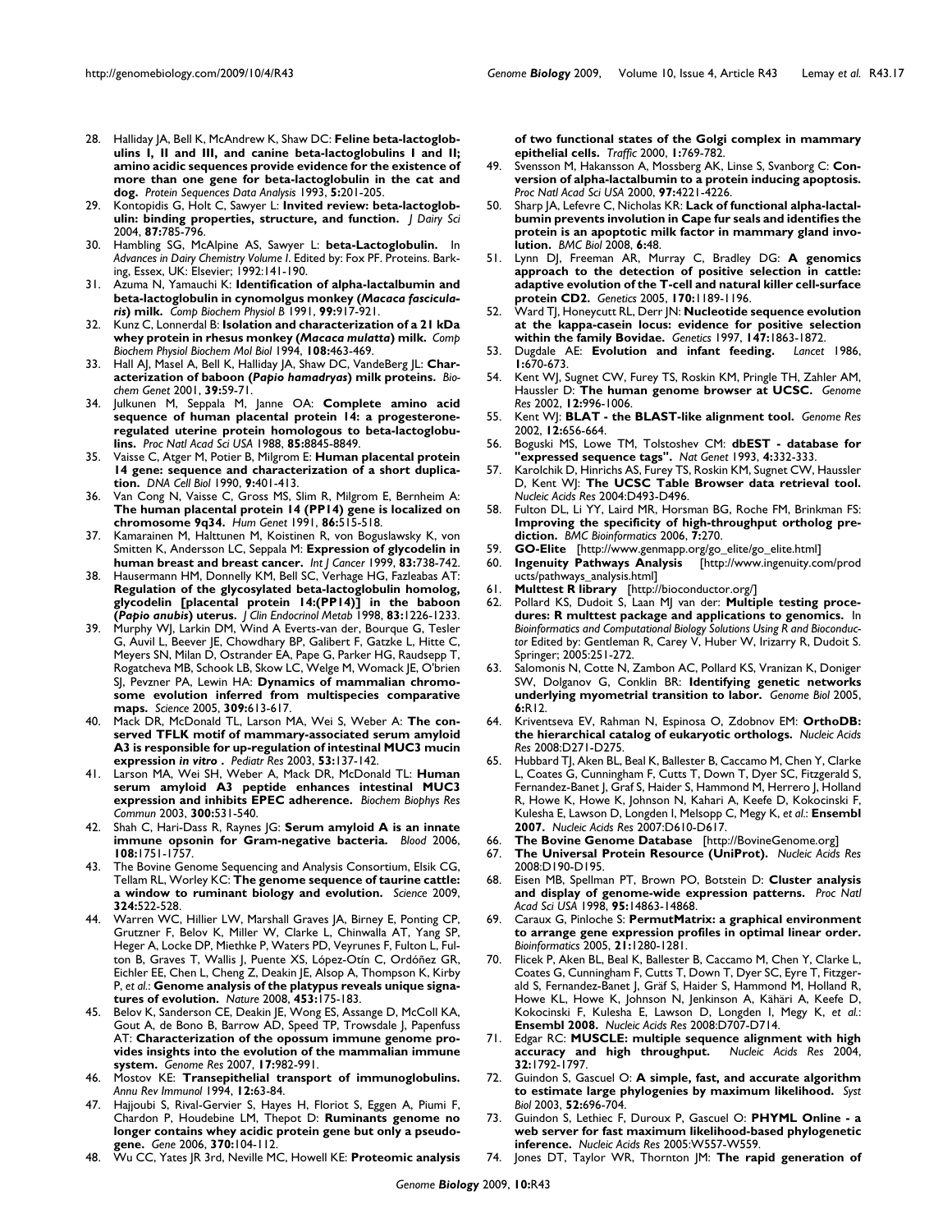28. Halliday JA, Bell K, McAndrew K, Shaw DC: **Feline beta-lactoglobulins I, II and III, and canine beta-lactoglobulins I and II; amino acidic sequences provide evidence for the existence of more than one gene for beta-lactoglobulin in the cat and dog.** *Protein Sequences Data Analysis* 1993, **5:**201-205.
29. Kontopidis G, Holt C, Sawyer L: **Invited review: beta-lactoglobulin: binding properties, structure, and function.** *J Dairy Sci* 2004, **87:**785-796.
30. Hambling SG, McAlpine AS, Sawyer L: **beta-Lactoglobulin.** In *Advances in Dairy Chemistry Volume I*. Edited by: Fox PF. Proteins. Barking, Essex, UK: Elsevier; 1992:141-190.
31. Azuma N, Yamauchi K: **Identification of alpha-lactalbumin and beta-lactoglobulin in cynomolgus monkey (*Macaca fascicularis*) milk.** *Comp Biochem Physiol B* 1991, **99:**917-921.
32. Kunz C, Lonnerdal B: **Isolation and characterization of a 21 kDa whey protein in rhesus monkey (*Macaca mulatta*) milk.** *Comp Biochem Physiol Biochem Mol Biol* 1994, **108:**463-469.
33. Hall AJ, Masel A, Bell K, Halliday JA, Shaw DC, VandeBerg JL: **Characterization of baboon (*Papio hamadryas*) milk proteins.** *Biochem Genet* 2001, **39:**59-71.
34. Julkunen M, Seppala M, Janne OA: **Complete amino acid sequence of human placental protein 14: a progesterone-regulated uterine protein homologous to beta-lactoglobulins.** *Proc Natl Acad Sci USA* 1988, **85:**8845-8849.
35. Vaisse C, Atger M, Potier B, Milgrom E: **Human placental protein 14 gene: sequence and characterization of a short duplication.** *DNA Cell Biol* 1990, **9:**401-413.
36. Van Cong N, Vaisse C, Gross MS, Slim R, Milgrom E, Bernheim A: **The human placental protein 14 (PP14) gene is localized on chromosome 9q34.** *Hum Genet* 1991, **86:**515-518.
37. Kamarainen M, Halttunen M, Koistinen R, von Boguslawsky K, von Smitten K, Andersson LC, Seppala M: **Expression of glycodelin in human breast and breast cancer.** *Int J Cancer* 1999, **83:**738-742.
38. Hausermann HM, Donnelly KM, Bell SC, Verhage HG, Fazleabas AT: **Regulation of the glycosylated beta-lactoglobulin homolog, glycodelin [placental protein 14:(PP14)] in the baboon (*Papio anubis*) uterus.** *J Clin Endocrinol Metab* 1998, **83:**1226-1233.
39. Murphy WJ, Larkin DM, Wind A Everts-van der, Bourque G, Tesler G, Auvil L, Beever JE, Chowdhary BP, Galibert F, Gatzke L, Hitte C, Meyers SN, Milan D, Ostrander EA, Pape G, Parker HG, Raudsepp T, Rogatcheva MB, Schook LB, Skow LC, Welge M, Womack JE, O'brien SJ, Pevzner PA, Lewin HA: **Dynamics of mammalian chromosome evolution inferred from multispecies comparative maps.** *Science* 2005, **309:**613-617.
40. Mack DR, McDonald TL, Larson MA, Wei S, Weber A: **The conserved TFLK motif of mammary-associated serum amyloid A3 is responsible for up-regulation of intestinal MUC3 mucin expression *in vitro*.** *Pediatr Res* 2003, **53:**137-142.
41. Larson MA, Wei SH, Weber A, Mack DR, McDonald TL: **Human serum amyloid A3 peptide enhances intestinal MUC3 expression and inhibits EPEC adherence.** *Biochem Biophys Res Commun* 2003, **300:**531-540.
42. Shah C, Hari-Dass R, Raynes JG: **Serum amyloid A is an innate immune opsonin for Gram-negative bacteria.** *Blood* 2006, **108:**1751-1757.
43. The Bovine Genome Sequencing and Analysis Consortium, Elsik CG, Tellam RL, Worley KC: **The genome sequence of taurine cattle: a window to ruminant biology and evolution.** *Science* 2009, **324:**522-528.
44. Warren WC, Hillier LW, Marshall Graves JA, Birney E, Ponting CP, Grutzner F, Belov K, Miller W, Clarke L, Chinwalla AT, Yang SP, Heger A, Locke DP, Miethke P, Waters PD, Veyrunes F, Fulton L, Fulton B, Graves T, Wallis J, Puente XS, López-Otín C, Ordóñez GR, Eichler EE, Chen L, Cheng Z, Deakin JE, Alsop A, Thompson K, Kirby P, *et al.*: **Genome analysis of the platypus reveals unique signatures of evolution.** *Nature* 2008, **453:**175-183.
45. Belov K, Sanderson CE, Deakin JE, Wong ES, Assange D, McColl KA, Gout A, de Bono B, Barrow AD, Speed TP, Trowsdale J, Papenfuss AT: **Characterization of the opossum immune genome provides insights into the evolution of the mammalian immune system.** *Genome Res* 2007, **17:**982-991.
46. Mostov KE: **Transepithelial transport of immunoglobulins.** *Annu Rev Immunol* 1994, **12:**63-84.
47. Hajjoubi S, Rival-Gervier S, Hayes H, Floriot S, Eggen A, Piumi F, Chardon P, Houdebine LM, Thepot D: **Ruminants genome no longer contains whey acidic protein gene but only a pseudogene.** *Gene* 2006, **370:**104-112.
48. Wu CC, Yates JR 3rd, Neville MC, Howell KE: **Proteomic analysis of two functional states of the Golgi complex in mammary epithelial cells.** *Traffic* 2000, **1:**769-782.
49. Svensson M, Hakansson A, Mossberg AK, Linse S, Svanborg C: **Conversion of alpha-lactalbumin to a protein inducing apoptosis.** *Proc Natl Acad Sci USA* 2000, **97:**4221-4226.
50. Sharp JA, Lefevre C, Nicholas KR: **Lack of functional alpha-lactalbumin prevents involution in Cape fur seals and identifies the protein is an apoptotic milk factor in mammary gland involution.** *BMC Biol* 2008, **6:**48.
51. Lynn DJ, Freeman AR, Murray C, Bradley DG: **A genomics approach to the detection of positive selection in cattle: adaptive evolution of the T-cell and natural killer cell-surface protein CD2.** *Genetics* 2005, **170:**1189-1196.
52. Ward TJ, Honeycutt RL, Derr JN: **Nucleotide sequence evolution at the kappa-casein locus: evidence for positive selection within the family Bovidae.** *Genetics* 1997, **147:**1863-1872.
53. Dugdale AE: **Evolution and infant feeding.** *Lancet* 1986, **1:**670-673.
54. Kent WJ, Sugnet CW, Furey TS, Roskin KM, Pringle TH, Zahler AM, Haussler D: **The human genome browser at UCSC.** *Genome Res* 2002, **12:**996-1006.
55. Kent WJ: **BLAT - the BLAST-like alignment tool.** *Genome Res* 2002, **12:**656-664.
56. Boguski MS, Lowe TM, Tolstoshev CM: **dbEST - database for "expressed sequence tags".** *Nat Genet* 1993, **4:**332-333.
57. Karolchik D, Hinrichs AS, Furey TS, Roskin KM, Sugnet CW, Haussler D, Kent WJ: **The UCSC Table Browser data retrieval tool.** *Nucleic Acids Res* 2004:D493-D496.
58. Fulton DL, Li YY, Laird MR, Horsman BG, Roche FM, Brinkman FS: **Improving the specificity of high-throughput ortholog prediction.** *BMC Bioinformatics* 2006, **7:**270.
59. **GO-Elite** [http://www.genmapp.org/go_elite/go_elite.html]
60. **Ingenuity Pathways Analysis** [http://www.ingenuity.com/products/pathways_analysis.html]
61. **Multtest R library** [http://bioconductor.org/]
62. Pollard KS, Dudoit S, Laan MJ van der: **Multiple testing procedures: R multtest package and applications to genomics.** In *Bioinformatics and Computational Biology Solutions Using R and Bioconductor* Edited by: Gentleman R, Carey V, Huber W, Irizarry R, Dudoit S. Springer; 2005:251-272.
63. Salomonis N, Cotte N, Zambon AC, Pollard KS, Vranizan K, Doniger SW, Dolganov G, Conklin BR: **Identifying genetic networks underlying myometrial transition to labor.** *Genome Biol* 2005, **6:**R12.
64. Kriventseva EV, Rahman N, Espinosa O, Zdobnov EM: **OrthoDB: the hierarchical catalog of eukaryotic orthologs.** *Nucleic Acids Res* 2008:D271-D275.
65. Hubbard TJ, Aken BL, Beal K, Ballester B, Caccamo M, Chen Y, Clarke L, Coates G, Cunningham F, Cutts T, Down T, Dyer SC, Fitzgerald S, Fernandez-Banet J, Graf S, Haider S, Hammond M, Herrero J, Holland R, Howe K, Howe K, Johnson N, Kahari A, Keefe D, Kokocinski F, Kulesha E, Lawson D, Longden I, Melsopp C, Megy K, *et al.*: **Ensembl 2007.** *Nucleic Acids Res* 2007:D610-D617.
66. **The Bovine Genome Database** [http://BovineGenome.org]
67. **The Universal Protein Resource (UniProt).** *Nucleic Acids Res* 2008:D190-D195.
68. Eisen MB, Spellman PT, Brown PO, Botstein D: **Cluster analysis and display of genome-wide expression patterns.** *Proc Natl Acad Sci USA* 1998, **95:**14863-14868.
69. Caraux G, Pinloche S: **PermutMatrix: a graphical environment to arrange gene expression profiles in optimal linear order.** *Bioinformatics* 2005, **21:**1280-1281.
70. Flicek P, Aken BL, Beal K, Ballester B, Caccamo M, Chen Y, Clarke L, Coates G, Cunningham F, Cutts T, Down T, Dyer SC, Eyre T, Fitzgerald S, Fernandez-Banet J, Gräf S, Haider S, Hammond M, Holland R, Howe KL, Howe K, Johnson N, Jenkinson A, Kähäri A, Keefe D, Kokocinski F, Kulesha E, Lawson D, Longden I, Megy K, *et al.*: **Ensembl 2008.** *Nucleic Acids Res* 2008:D707-D714.
71. Edgar RC: **MUSCLE: multiple sequence alignment with high accuracy and high throughput.** *Nucleic Acids Res* 2004, **32:**1792-1797.
72. Guindon S, Gascuel O: **A simple, fast, and accurate algorithm to estimate large phylogenies by maximum likelihood.** *Syst Biol* 2003, **52:**696-704.
73. Guindon S, Lethiec F, Duroux P, Gascuel O: **PHYML Online - a web server for fast maximum likelihood-based phylogenetic inference.** *Nucleic Acids Res* 2005:W557-W559.
74. Jones DT, Taylor WR, Thornton JM: **The rapid generation of**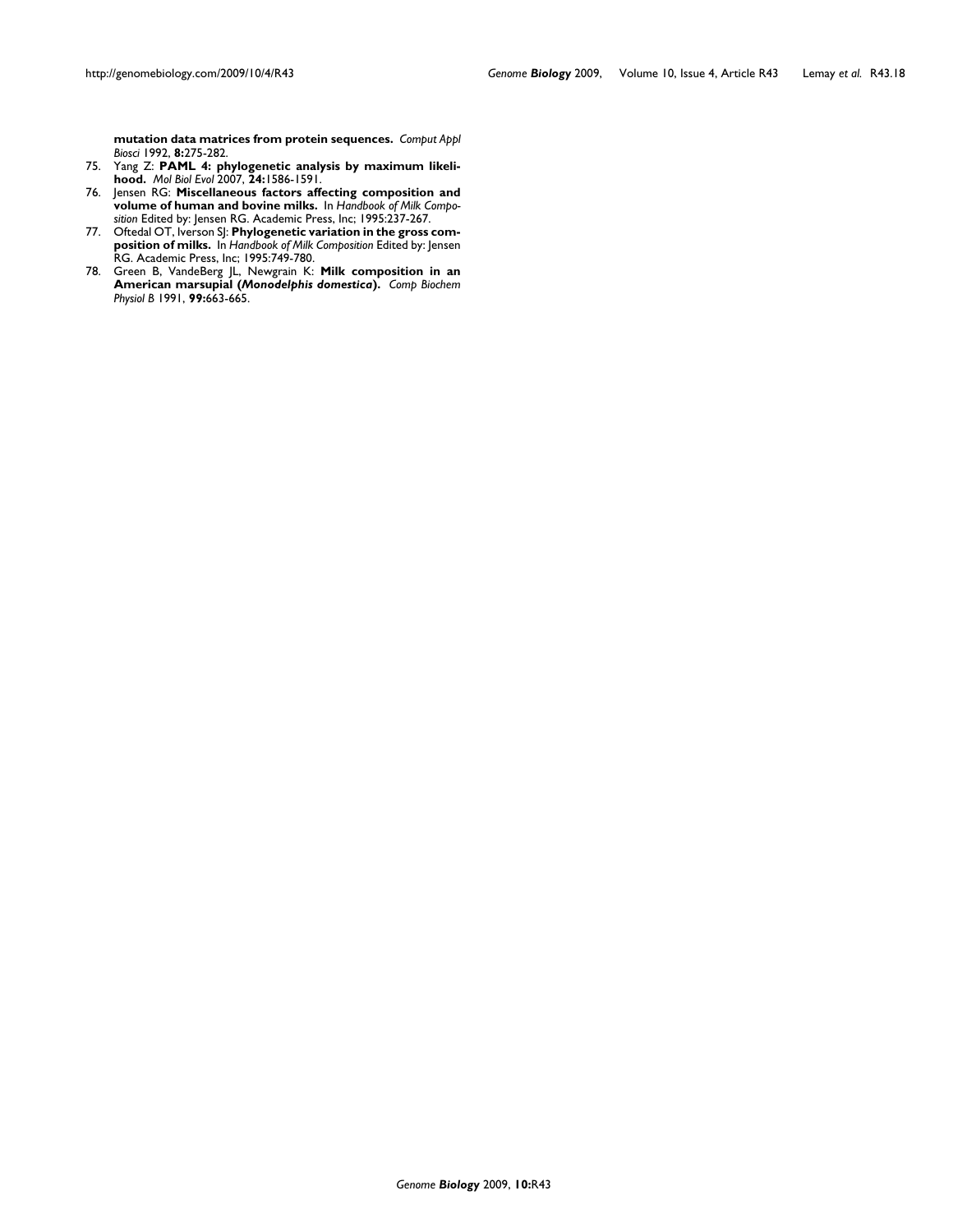**mutation data matrices from protein sequences.** *Comput Appl Biosci* 1992, **8:**275-282.

75. Yang Z: **PAML 4: phylogenetic analysis by maximum likelihood.** *Mol Biol Evol* 2007, **24:**1586-1591.
76. Jensen RG: **Miscellaneous factors affecting composition and volume of human and bovine milks.** In *Handbook of Milk Composition* Edited by: Jensen RG. Academic Press, Inc; 1995:237-267.
77. Oftedal OT, Iverson SJ: **Phylogenetic variation in the gross composition of milks.** In *Handbook of Milk Composition* Edited by: Jensen RG. Academic Press, Inc; 1995:749-780.
78. Green B, VandeBerg JL, Newgrain K: **Milk composition in an American marsupial (*Monodelphis domestica*).** *Comp Biochem Physiol B* 1991, **99:**663-665.